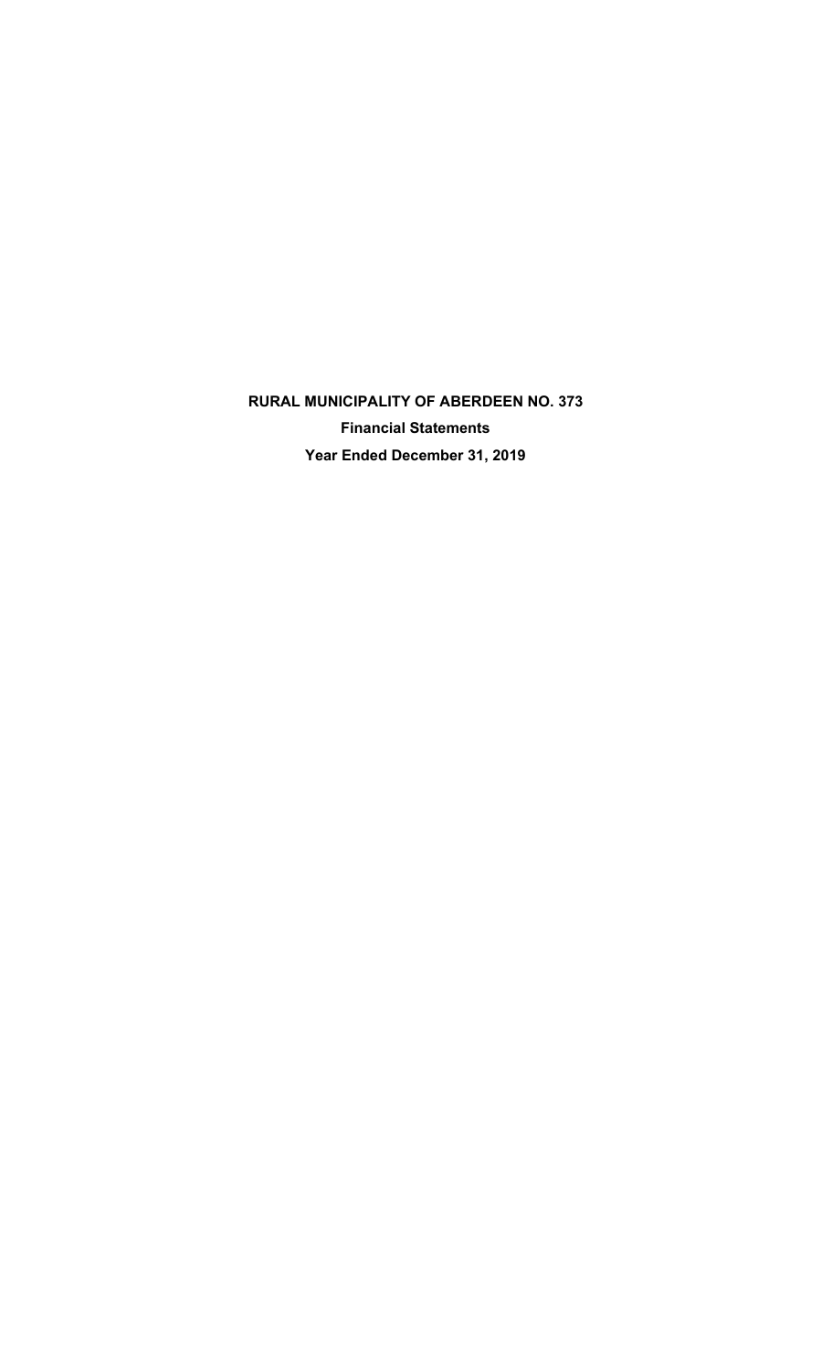# RURAL MUNICIPALITY OF ABERDEEN NO. 373

## Financial Statements

## Year Ended December 31, 2019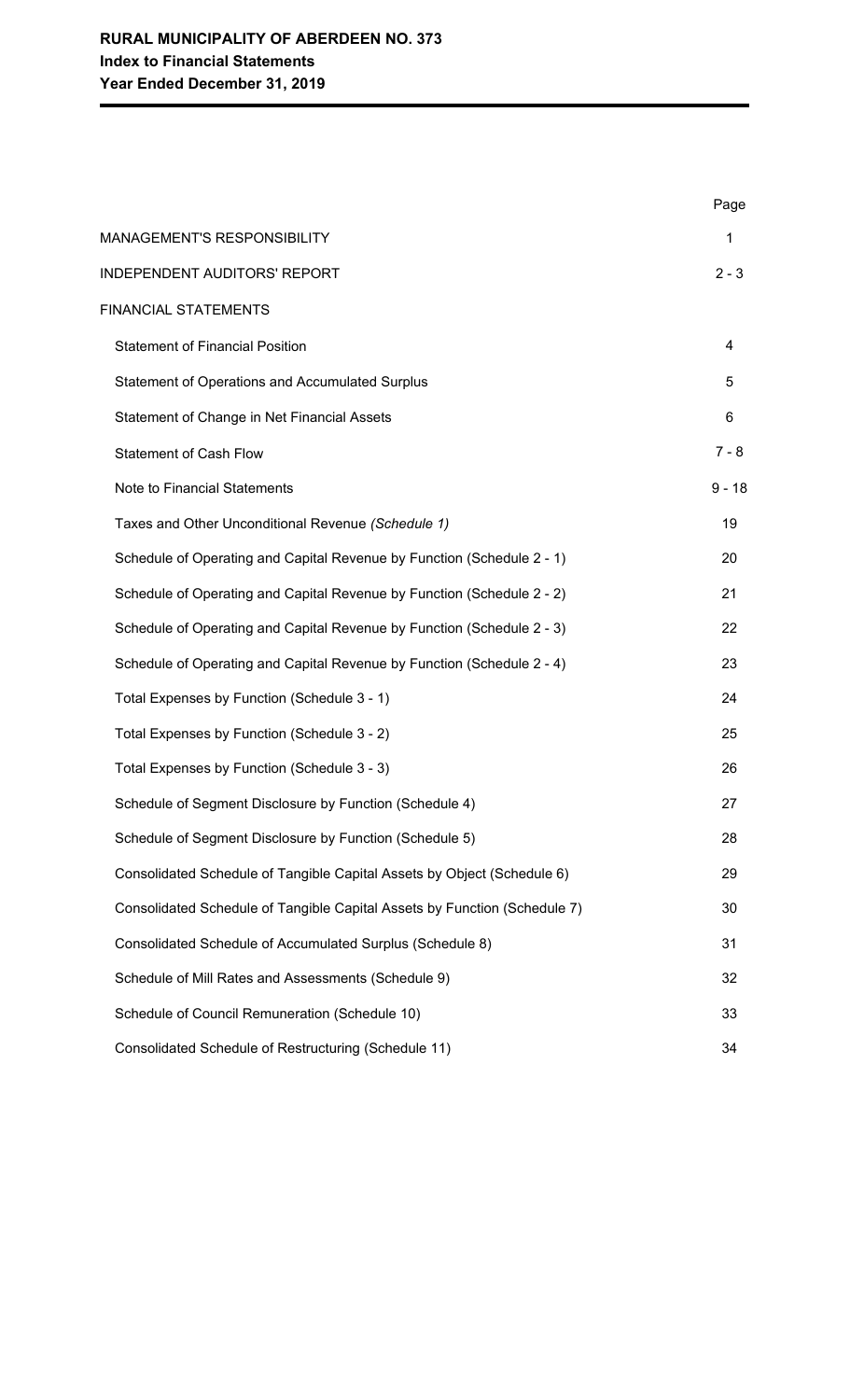**RURAL MUNICIPALITY OF ABERDEEN NO. 373**
**Index to Financial Statements**
**Year Ended December 31, 2019**

| | Page |
|---|---|
| MANAGEMENT'S RESPONSIBILITY | 1 |
| INDEPENDENT AUDITORS' REPORT | 2 - 3 |
| FINANCIAL STATEMENTS | |
| Statement of Financial Position | 4 |
| Statement of Operations and Accumulated Surplus | 5 |
| Statement of Change in Net Financial Assets | 6 |
| Statement of Cash Flow | 7 - 8 |
| Note to Financial Statements | 9 - 18 |
| Taxes and Other Unconditional Revenue *(Schedule 1)* | 19 |
| Schedule of Operating and Capital Revenue by Function (Schedule 2 - 1) | 20 |
| Schedule of Operating and Capital Revenue by Function (Schedule 2 - 2) | 21 |
| Schedule of Operating and Capital Revenue by Function (Schedule 2 - 3) | 22 |
| Schedule of Operating and Capital Revenue by Function (Schedule 2 - 4) | 23 |
| Total Expenses by Function (Schedule 3 - 1) | 24 |
| Total Expenses by Function (Schedule 3 - 2) | 25 |
| Total Expenses by Function (Schedule 3 - 3) | 26 |
| Schedule of Segment Disclosure by Function (Schedule 4) | 27 |
| Schedule of Segment Disclosure by Function (Schedule 5) | 28 |
| Consolidated Schedule of Tangible Capital Assets by Object (Schedule 6) | 29 |
| Consolidated Schedule of Tangible Capital Assets by Function (Schedule 7) | 30 |
| Consolidated Schedule of Accumulated Surplus (Schedule 8) | 31 |
| Schedule of Mill Rates and Assessments (Schedule 9) | 32 |
| Schedule of Council Remuneration (Schedule 10) | 33 |
| Consolidated Schedule of Restructuring (Schedule 11) | 34 |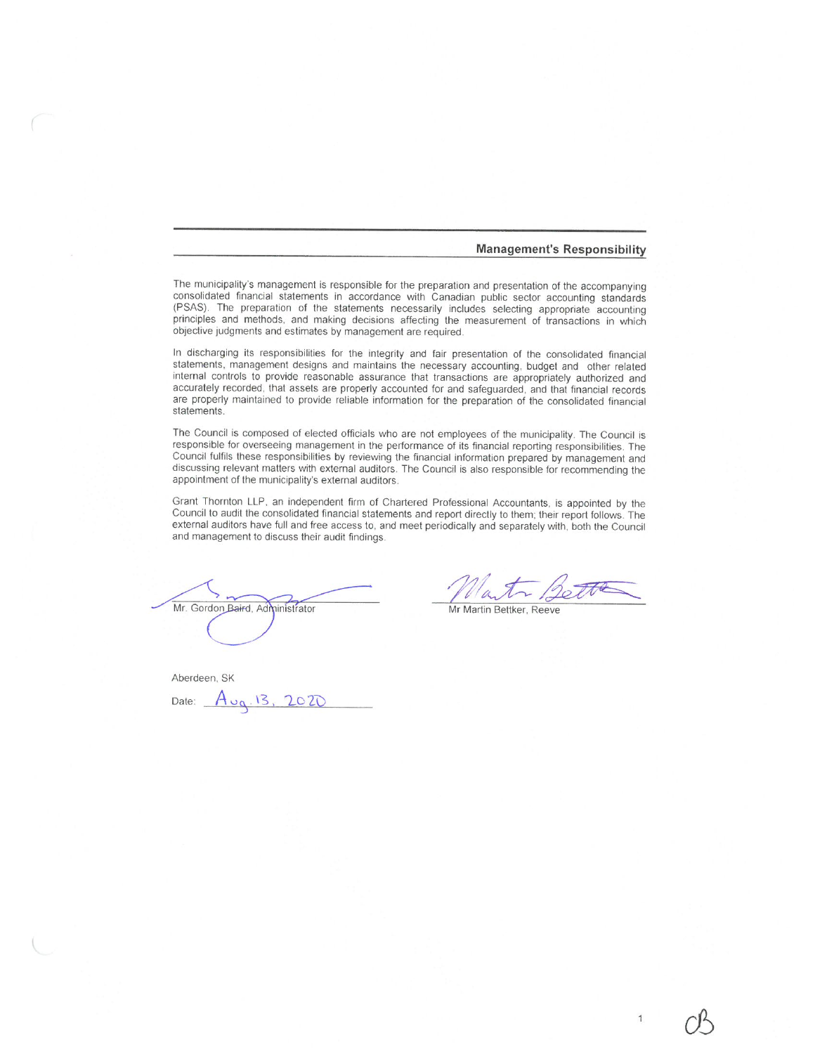## Management's Responsibility

The municipality's management is responsible for the preparation and presentation of the accompanying consolidated financial statements in accordance with Canadian public sector accounting standards (PSAS). The preparation of the statements necessarily includes selecting appropriate accounting principles and methods, and making decisions affecting the measurement of transactions in which objective judgments and estimates by management are required.

In discharging its responsibilities for the integrity and fair presentation of the consolidated financial statements, management designs and maintains the necessary accounting, budget and other related internal controls to provide reasonable assurance that transactions are appropriately authorized and accurately recorded, that assets are properly accounted for and safeguarded, and that financial records are properly maintained to provide reliable information for the preparation of the consolidated financial statements.

The Council is composed of elected officials who are not employees of the municipality. The Council is responsible for overseeing management in the performance of its financial reporting responsibilities. The Council fulfils these responsibilities by reviewing the financial information prepared by management and discussing relevant matters with external auditors. The Council is also responsible for recommending the appointment of the municipality's external auditors.

Grant Thornton LLP, an independent firm of Chartered Professional Accountants, is appointed by the Council to audit the consolidated financial statements and report directly to them; their report follows. The external auditors have full and free access to, and meet periodically and separately with, both the Council and management to discuss their audit findings.

Mr. Gordon Baird, Administrator

Mr Martin Bettker, Reeve

Aberdeen, SK

Date: Aug. 13, 2020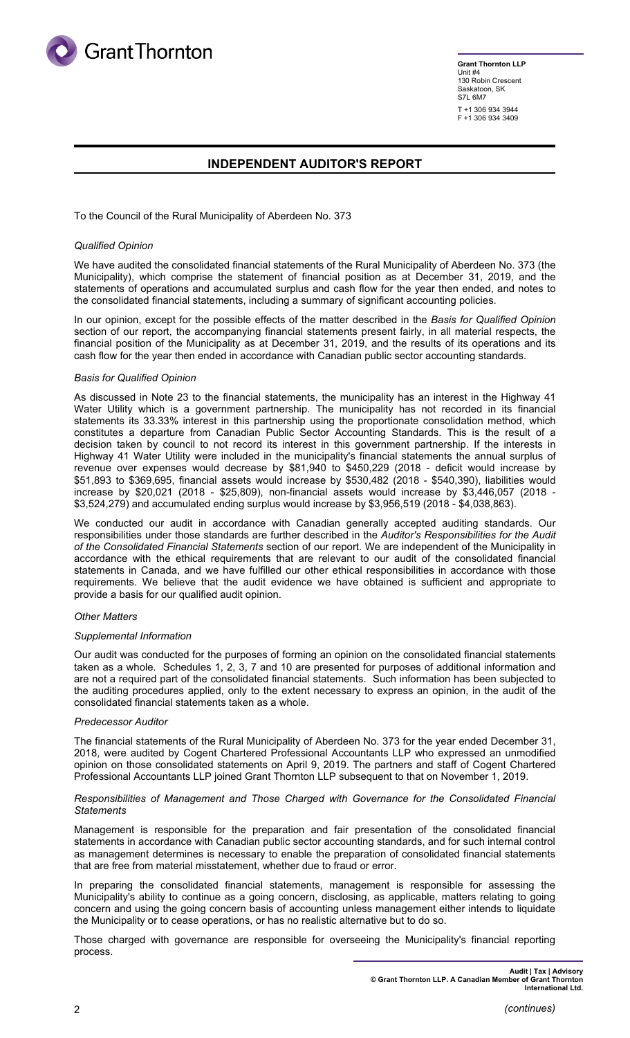**Grant Thornton LLP**
Unit #4
130 Robin Crescent
Saskatoon, SK
S7L 6M7

T +1 306 934 3944
F +1 306 934 3409

## INDEPENDENT AUDITOR'S REPORT

To the Council of the Rural Municipality of Aberdeen No. 373

*Qualified Opinion*

We have audited the consolidated financial statements of the Rural Municipality of Aberdeen No. 373 (the Municipality), which comprise the statement of financial position as at December 31, 2019, and the statements of operations and accumulated surplus and cash flow for the year then ended, and notes to the consolidated financial statements, including a summary of significant accounting policies.

In our opinion, except for the possible effects of the matter described in the *Basis for Qualified Opinion* section of our report, the accompanying financial statements present fairly, in all material respects, the financial position of the Municipality as at December 31, 2019, and the results of its operations and its cash flow for the year then ended in accordance with Canadian public sector accounting standards.

*Basis for Qualified Opinion*

As discussed in Note 23 to the financial statements, the municipality has an interest in the Highway 41 Water Utility which is a government partnership. The municipality has not recorded in its financial statements its 33.33% interest in this partnership using the proportionate consolidation method, which constitutes a departure from Canadian Public Sector Accounting Standards. This is the result of a decision taken by council to not record its interest in this government partnership. If the interests in Highway 41 Water Utility were included in the municipality's financial statements the annual surplus of revenue over expenses would decrease by $81,940 to $450,229 (2018 - deficit would increase by $51,893 to $369,695, financial assets would increase by $530,482 (2018 - $540,390), liabilities would increase by $20,021 (2018 - $25,809), non-financial assets would increase by $3,446,057 (2018 - $3,524,279) and accumulated ending surplus would increase by $3,956,519 (2018 - $4,038,863).

We conducted our audit in accordance with Canadian generally accepted auditing standards. Our responsibilities under those standards are further described in the *Auditor's Responsibilities for the Audit of the Consolidated Financial Statements* section of our report. We are independent of the Municipality in accordance with the ethical requirements that are relevant to our audit of the consolidated financial statements in Canada, and we have fulfilled our other ethical responsibilities in accordance with those requirements. We believe that the audit evidence we have obtained is sufficient and appropriate to provide a basis for our qualified audit opinion.

*Other Matters*

*Supplemental Information*

Our audit was conducted for the purposes of forming an opinion on the consolidated financial statements taken as a whole. Schedules 1, 2, 3, 7 and 10 are presented for purposes of additional information and are not a required part of the consolidated financial statements. Such information has been subjected to the auditing procedures applied, only to the extent necessary to express an opinion, in the audit of the consolidated financial statements taken as a whole.

*Predecessor Auditor*

The financial statements of the Rural Municipality of Aberdeen No. 373 for the year ended December 31, 2018, were audited by Cogent Chartered Professional Accountants LLP who expressed an unmodified opinion on those consolidated statements on April 9, 2019. The partners and staff of Cogent Chartered Professional Accountants LLP joined Grant Thornton LLP subsequent to that on November 1, 2019.

*Responsibilities of Management and Those Charged with Governance for the Consolidated Financial Statements*

Management is responsible for the preparation and fair presentation of the consolidated financial statements in accordance with Canadian public sector accounting standards, and for such internal control as management determines is necessary to enable the preparation of consolidated financial statements that are free from material misstatement, whether due to fraud or error.

In preparing the consolidated financial statements, management is responsible for assessing the Municipality's ability to continue as a going concern, disclosing, as applicable, matters relating to going concern and using the going concern basis of accounting unless management either intends to liquidate the Municipality or to cease operations, or has no realistic alternative but to do so.

Those charged with governance are responsible for overseeing the Municipality's financial reporting process.

*(continues)*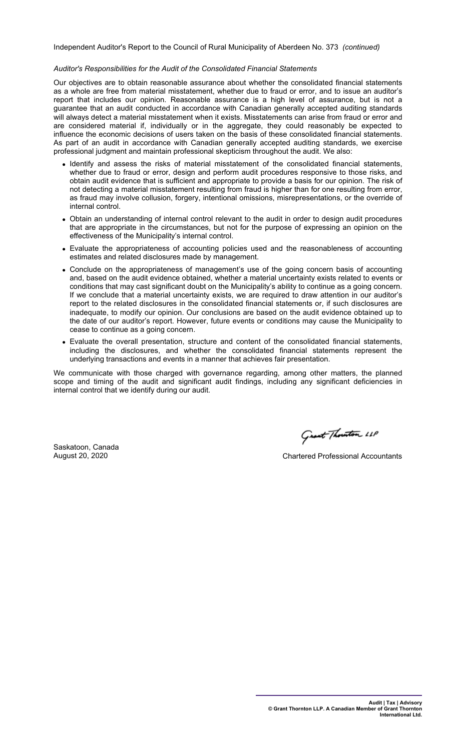Independent Auditor's Report to the Council of Rural Municipality of Aberdeen No. 373 *(continued)*

*Auditor's Responsibilities for the Audit of the Consolidated Financial Statements*

Our objectives are to obtain reasonable assurance about whether the consolidated financial statements as a whole are free from material misstatement, whether due to fraud or error, and to issue an auditor's report that includes our opinion. Reasonable assurance is a high level of assurance, but is not a guarantee that an audit conducted in accordance with Canadian generally accepted auditing standards will always detect a material misstatement when it exists. Misstatements can arise from fraud or error and are considered material if, individually or in the aggregate, they could reasonably be expected to influence the economic decisions of users taken on the basis of these consolidated financial statements. As part of an audit in accordance with Canadian generally accepted auditing standards, we exercise professional judgment and maintain professional skepticism throughout the audit. We also:

- Identify and assess the risks of material misstatement of the consolidated financial statements, whether due to fraud or error, design and perform audit procedures responsive to those risks, and obtain audit evidence that is sufficient and appropriate to provide a basis for our opinion. The risk of not detecting a material misstatement resulting from fraud is higher than for one resulting from error, as fraud may involve collusion, forgery, intentional omissions, misrepresentations, or the override of internal control.
- Obtain an understanding of internal control relevant to the audit in order to design audit procedures that are appropriate in the circumstances, but not for the purpose of expressing an opinion on the effectiveness of the Municipality's internal control.
- Evaluate the appropriateness of accounting policies used and the reasonableness of accounting estimates and related disclosures made by management.
- Conclude on the appropriateness of management's use of the going concern basis of accounting and, based on the audit evidence obtained, whether a material uncertainty exists related to events or conditions that may cast significant doubt on the Municipality's ability to continue as a going concern. If we conclude that a material uncertainty exists, we are required to draw attention in our auditor's report to the related disclosures in the consolidated financial statements or, if such disclosures are inadequate, to modify our opinion. Our conclusions are based on the audit evidence obtained up to the date of our auditor's report. However, future events or conditions may cause the Municipality to cease to continue as a going concern.
- Evaluate the overall presentation, structure and content of the consolidated financial statements, including the disclosures, and whether the consolidated financial statements represent the underlying transactions and events in a manner that achieves fair presentation.

We communicate with those charged with governance regarding, among other matters, the planned scope and timing of the audit and significant audit findings, including any significant deficiencies in internal control that we identify during our audit.

Grant Thornton LLP

Saskatoon, Canada
August 20, 2020

Chartered Professional Accountants

**Audit | Tax | Advisory**
**© Grant Thornton LLP. A Canadian Member of Grant Thornton International Ltd.**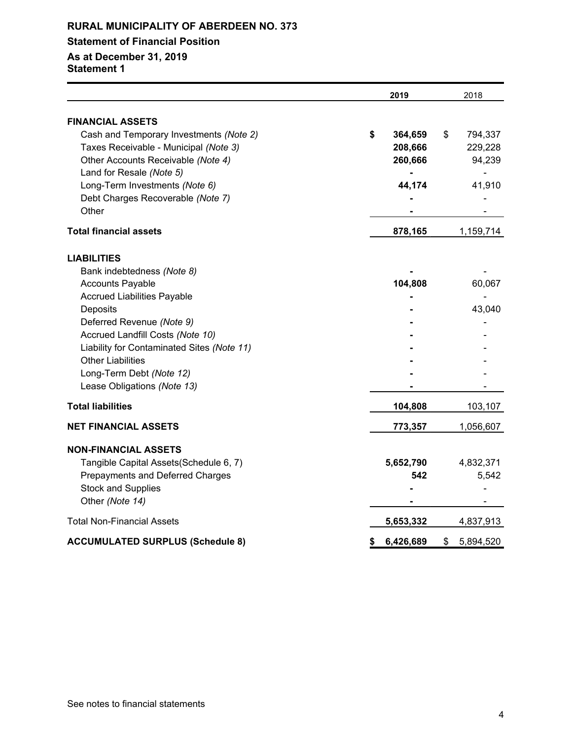# RURAL MUNICIPALITY OF ABERDEEN NO. 373

## Statement of Financial Position

### As at December 31, 2019

### Statement 1

| | 2019 | 2018 |
|---|---|---|
| **FINANCIAL ASSETS** | | |
| Cash and Temporary Investments *(Note 2)* | **$ 364,659** | $ 794,337 |
| Taxes Receivable - Municipal *(Note 3)* | **208,666** | 229,228 |
| Other Accounts Receivable *(Note 4)* | **260,666** | 94,239 |
| Land for Resale *(Note 5)* | **-** | - |
| Long-Term Investments *(Note 6)* | **44,174** | 41,910 |
| Debt Charges Recoverable *(Note 7)* | **-** | - |
| Other | **-** | - |
| **Total financial assets** | **878,165** | 1,159,714 |
| **LIABILITIES** | | |
| Bank indebtedness *(Note 8)* | **-** | - |
| Accounts Payable | **104,808** | 60,067 |
| Accrued Liabilities Payable | **-** | - |
| Deposits | **-** | 43,040 |
| Deferred Revenue *(Note 9)* | **-** | - |
| Accrued Landfill Costs *(Note 10)* | **-** | - |
| Liability for Contaminated Sites *(Note 11)* | **-** | - |
| Other Liabilities | **-** | - |
| Long-Term Debt *(Note 12)* | **-** | - |
| Lease Obligations *(Note 13)* | **-** | - |
| **Total liabilities** | **104,808** | 103,107 |
| **NET FINANCIAL ASSETS** | **773,357** | 1,056,607 |
| **NON-FINANCIAL ASSETS** | | |
| Tangible Capital Assets(Schedule 6, 7) | **5,652,790** | 4,832,371 |
| Prepayments and Deferred Charges | **542** | 5,542 |
| Stock and Supplies | **-** | - |
| Other *(Note 14)* | **-** | - |
| Total Non-Financial Assets | **5,653,332** | 4,837,913 |
| **ACCUMULATED SURPLUS (Schedule 8)** | **$ 6,426,689** | $ 5,894,520 |

See notes to financial statements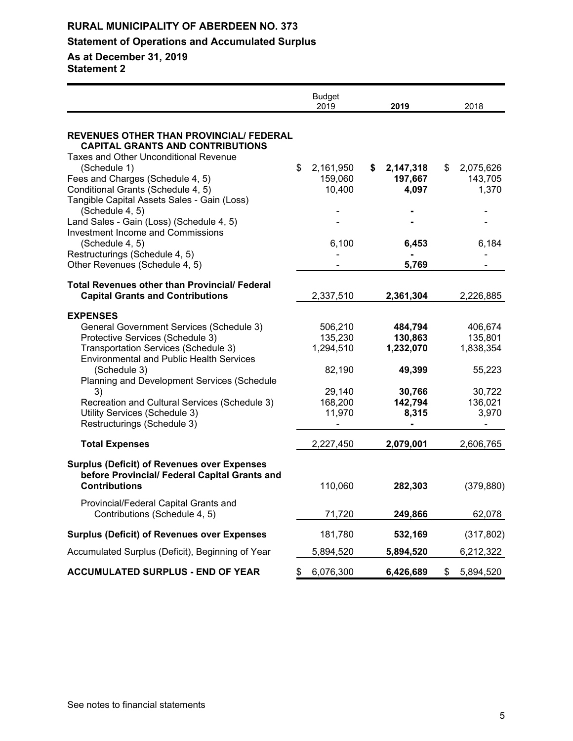# RURAL MUNICIPALITY OF ABERDEEN NO. 373

## Statement of Operations and Accumulated Surplus

## As at December 31, 2019

## Statement 2

| | Budget 2019 | **2019** | 2018 |
|---|---|---|---|
| **REVENUES OTHER THAN PROVINCIAL/ FEDERAL CAPITAL GRANTS AND CONTRIBUTIONS** | | | |
| Taxes and Other Unconditional Revenue (Schedule 1) | $ 2,161,950 | **$ 2,147,318** | $ 2,075,626 |
| Fees and Charges (Schedule 4, 5) | 159,060 | **197,667** | 143,705 |
| Conditional Grants (Schedule 4, 5) | 10,400 | **4,097** | 1,370 |
| Tangible Capital Assets Sales - Gain (Loss) (Schedule 4, 5) | - | **-** | - |
| Land Sales - Gain (Loss) (Schedule 4, 5) | - | **-** | - |
| Investment Income and Commissions (Schedule 4, 5) | 6,100 | **6,453** | 6,184 |
| Restructurings (Schedule 4, 5) | - | **-** | - |
| Other Revenues (Schedule 4, 5) | - | **5,769** | - |
| **Total Revenues other than Provincial/ Federal Capital Grants and Contributions** | 2,337,510 | **2,361,304** | 2,226,885 |
| **EXPENSES** | | | |
| General Government Services (Schedule 3) | 506,210 | **484,794** | 406,674 |
| Protective Services (Schedule 3) | 135,230 | **130,863** | 135,801 |
| Transportation Services (Schedule 3) | 1,294,510 | **1,232,070** | 1,838,354 |
| Environmental and Public Health Services (Schedule 3) | 82,190 | **49,399** | 55,223 |
| Planning and Development Services (Schedule 3) | 29,140 | **30,766** | 30,722 |
| Recreation and Cultural Services (Schedule 3) | 168,200 | **142,794** | 136,021 |
| Utility Services (Schedule 3) | 11,970 | **8,315** | 3,970 |
| Restructurings (Schedule 3) | - | **-** | - |
| **Total Expenses** | 2,227,450 | **2,079,001** | 2,606,765 |
| **Surplus (Deficit) of Revenues over Expenses before Provincial/ Federal Capital Grants and Contributions** | 110,060 | **282,303** | (379,880) |
| Provincial/Federal Capital Grants and Contributions (Schedule 4, 5) | 71,720 | **249,866** | 62,078 |
| **Surplus (Deficit) of Revenues over Expenses** | 181,780 | **532,169** | (317,802) |
| Accumulated Surplus (Deficit), Beginning of Year | 5,894,520 | **5,894,520** | 6,212,322 |
| **ACCUMULATED SURPLUS - END OF YEAR** | $ 6,076,300 | **6,426,689** | $ 5,894,520 |

See notes to financial statements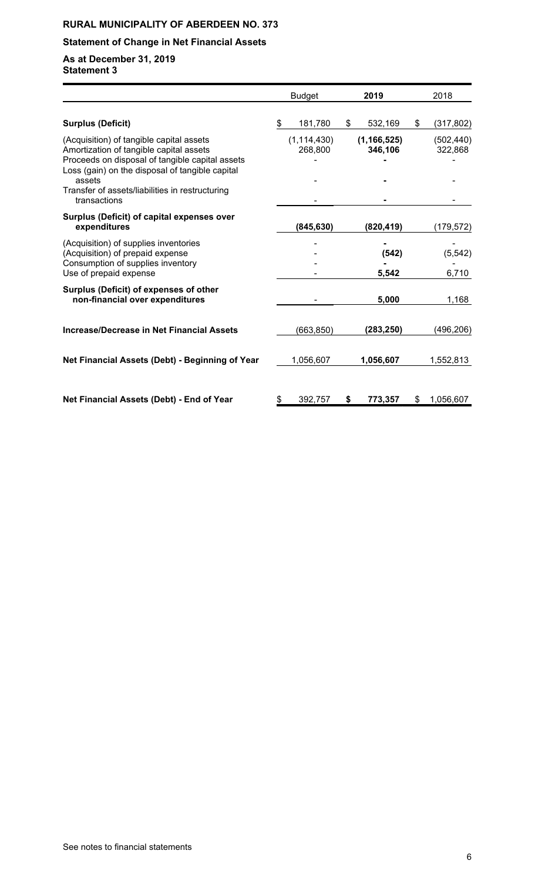**RURAL MUNICIPALITY OF ABERDEEN NO. 373**

**Statement of Change in Net Financial Assets**

**As at December 31, 2019**
**Statement 3**

| | Budget | 2019 | 2018 |
|---|---|---|---|
| **Surplus (Deficit)** | $ 181,780 | $ 532,169 | $ (317,802) |
| (Acquisition) of tangible capital assets | (1,114,430) | (1,166,525) | (502,440) |
| Amortization of tangible capital assets | 268,800 | 346,106 | 322,868 |
| Proceeds on disposal of tangible capital assets | - | - | - |
| Loss (gain) on the disposal of tangible capital assets | - | - | - |
| Transfer of assets/liabilities in restructuring transactions | - | - | - |
| **Surplus (Deficit) of capital expenses over expenditures** | **(845,630)** | **(820,419)** | (179,572) |
| (Acquisition) of supplies inventories | - | - | - |
| (Acquisition) of prepaid expense | - | (542) | (5,542) |
| Consumption of supplies inventory | - | - | - |
| Use of prepaid expense | - | 5,542 | 6,710 |
| **Surplus (Deficit) of expenses of other non-financial over expenditures** | - | **5,000** | 1,168 |
| **Increase/Decrease in Net Financial Assets** | (663,850) | **(283,250)** | (496,206) |
| **Net Financial Assets (Debt) - Beginning of Year** | 1,056,607 | **1,056,607** | 1,552,813 |
| **Net Financial Assets (Debt) - End of Year** | $ 392,757 | **$ 773,357** | $ 1,056,607 |

See notes to financial statements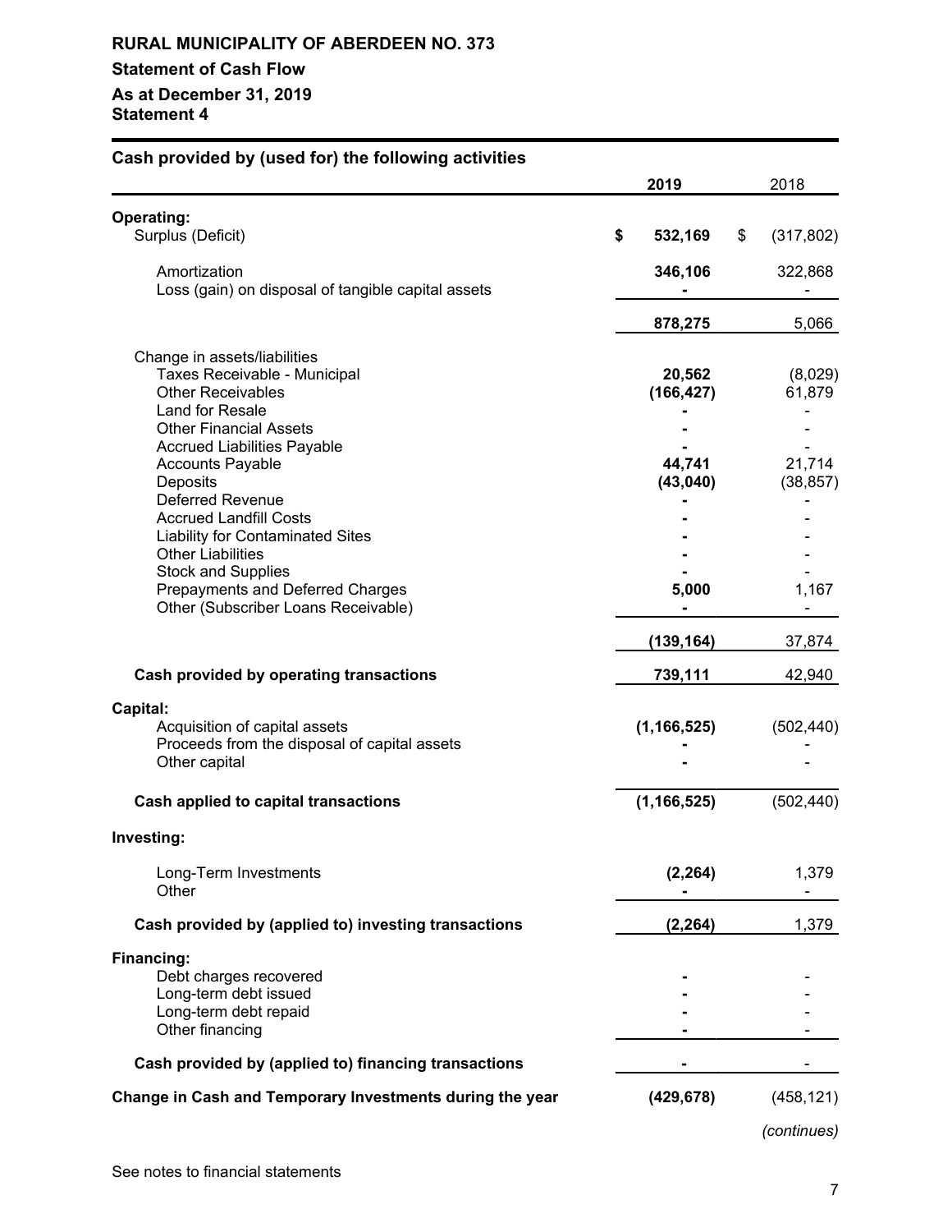**RURAL MUNICIPALITY OF ABERDEEN NO. 373**

**Statement of Cash Flow**

**As at December 31, 2019**
**Statement 4**

**Cash provided by (used for) the following activities**

| | 2019 | 2018 |
|---|---|---|
| **Operating:** | | |
| Surplus (Deficit) | $ 532,169 | $ (317,802) |
| Amortization | 346,106 | 322,868 |
| Loss (gain) on disposal of tangible capital assets | - | - |
| | 878,275 | 5,066 |
| Change in assets/liabilities | | |
| Taxes Receivable - Municipal | 20,562 | (8,029) |
| Other Receivables | (166,427) | 61,879 |
| Land for Resale | - | - |
| Other Financial Assets | - | - |
| Accrued Liabilities Payable | - | - |
| Accounts Payable | 44,741 | 21,714 |
| Deposits | (43,040) | (38,857) |
| Deferred Revenue | - | - |
| Accrued Landfill Costs | - | - |
| Liability for Contaminated Sites | - | - |
| Other Liabilities | - | - |
| Stock and Supplies | - | - |
| Prepayments and Deferred Charges | 5,000 | 1,167 |
| Other (Subscriber Loans Receivable) | - | - |
| | (139,164) | 37,874 |
| **Cash provided by operating transactions** | 739,111 | 42,940 |
| **Capital:** | | |
| Acquisition of capital assets | (1,166,525) | (502,440) |
| Proceeds from the disposal of capital assets | - | - |
| Other capital | - | - |
| **Cash applied to capital transactions** | (1,166,525) | (502,440) |
| **Investing:** | | |
| Long-Term Investments | (2,264) | 1,379 |
| Other | - | - |
| **Cash provided by (applied to) investing transactions** | (2,264) | 1,379 |
| **Financing:** | | |
| Debt charges recovered | - | - |
| Long-term debt issued | - | - |
| Long-term debt repaid | - | - |
| Other financing | - | - |
| **Cash provided by (applied to) financing transactions** | - | - |
| **Change in Cash and Temporary Investments during the year** | (429,678) | (458,121) |

*(continues)*

See notes to financial statements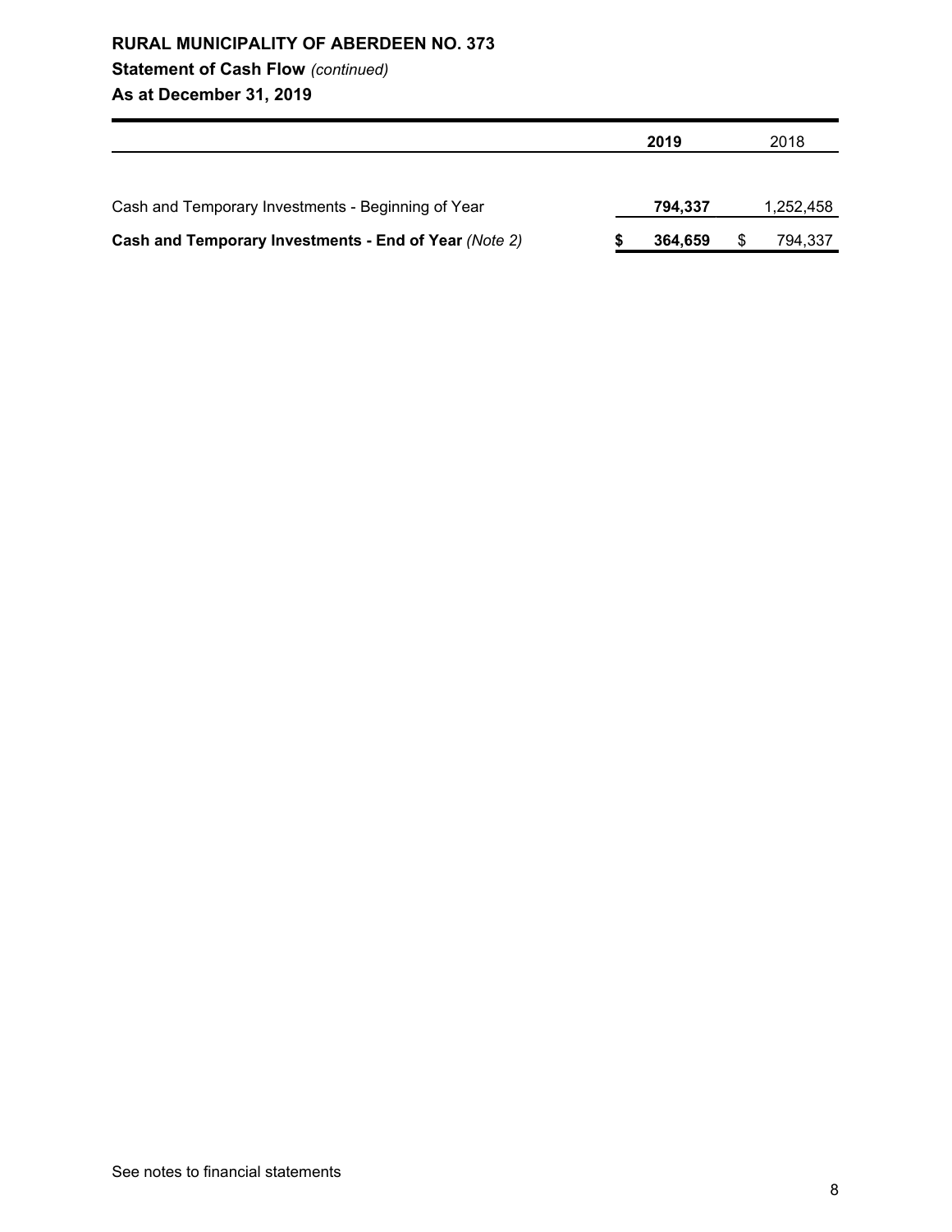**RURAL MUNICIPALITY OF ABERDEEN NO. 373**
**Statement of Cash Flow** *(continued)*
**As at December 31, 2019**

| | **2019** | 2018 |
|---|---|---|
| Cash and Temporary Investments - Beginning of Year | **794,337** | 1,252,458 |
| **Cash and Temporary Investments - End of Year** *(Note 2)* | **$ 364,659** | $ 794,337 |

See notes to financial statements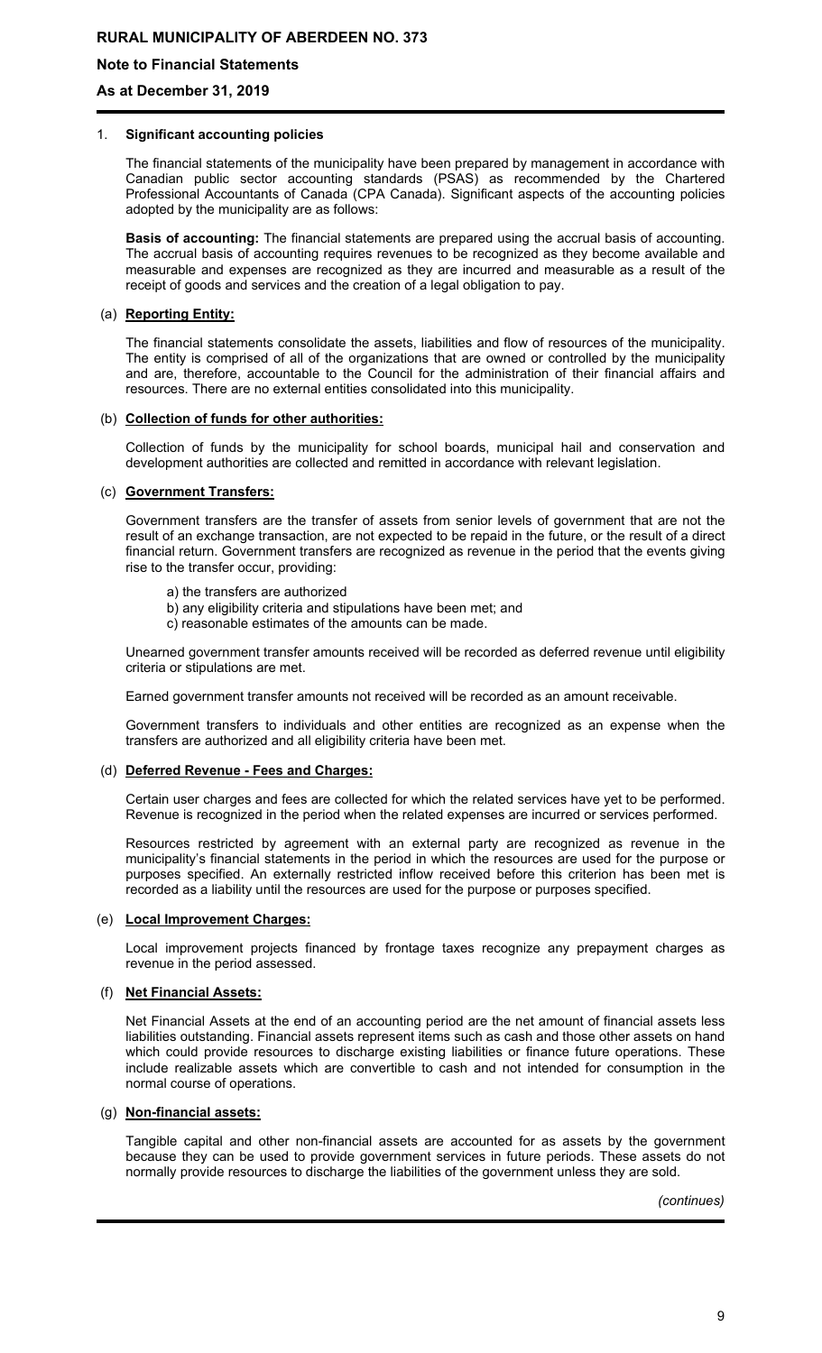# RURAL MUNICIPALITY OF ABERDEEN NO. 373

## Note to Financial Statements

## As at December 31, 2019

1. **Significant accounting policies**

The financial statements of the municipality have been prepared by management in accordance with Canadian public sector accounting standards (PSAS) as recommended by the Chartered Professional Accountants of Canada (CPA Canada). Significant aspects of the accounting policies adopted by the municipality are as follows:

**Basis of accounting:** The financial statements are prepared using the accrual basis of accounting. The accrual basis of accounting requires revenues to be recognized as they become available and measurable and expenses are recognized as they are incurred and measurable as a result of the receipt of goods and services and the creation of a legal obligation to pay.

(a) **Reporting Entity:**

The financial statements consolidate the assets, liabilities and flow of resources of the municipality. The entity is comprised of all of the organizations that are owned or controlled by the municipality and are, therefore, accountable to the Council for the administration of their financial affairs and resources. There are no external entities consolidated into this municipality.

(b) **Collection of funds for other authorities:**

Collection of funds by the municipality for school boards, municipal hail and conservation and development authorities are collected and remitted in accordance with relevant legislation.

(c) **Government Transfers:**

Government transfers are the transfer of assets from senior levels of government that are not the result of an exchange transaction, are not expected to be repaid in the future, or the result of a direct financial return. Government transfers are recognized as revenue in the period that the events giving rise to the transfer occur, providing:

a) the transfers are authorized
b) any eligibility criteria and stipulations have been met; and
c) reasonable estimates of the amounts can be made.

Unearned government transfer amounts received will be recorded as deferred revenue until eligibility criteria or stipulations are met.

Earned government transfer amounts not received will be recorded as an amount receivable.

Government transfers to individuals and other entities are recognized as an expense when the transfers are authorized and all eligibility criteria have been met.

(d) **Deferred Revenue - Fees and Charges:**

Certain user charges and fees are collected for which the related services have yet to be performed. Revenue is recognized in the period when the related expenses are incurred or services performed.

Resources restricted by agreement with an external party are recognized as revenue in the municipality's financial statements in the period in which the resources are used for the purpose or purposes specified. An externally restricted inflow received before this criterion has been met is recorded as a liability until the resources are used for the purpose or purposes specified.

(e) **Local Improvement Charges:**

Local improvement projects financed by frontage taxes recognize any prepayment charges as revenue in the period assessed.

(f) **Net Financial Assets:**

Net Financial Assets at the end of an accounting period are the net amount of financial assets less liabilities outstanding. Financial assets represent items such as cash and those other assets on hand which could provide resources to discharge existing liabilities or finance future operations. These include realizable assets which are convertible to cash and not intended for consumption in the normal course of operations.

(g) **Non-financial assets:**

Tangible capital and other non-financial assets are accounted for as assets by the government because they can be used to provide government services in future periods. These assets do not normally provide resources to discharge the liabilities of the government unless they are sold.

*(continues)*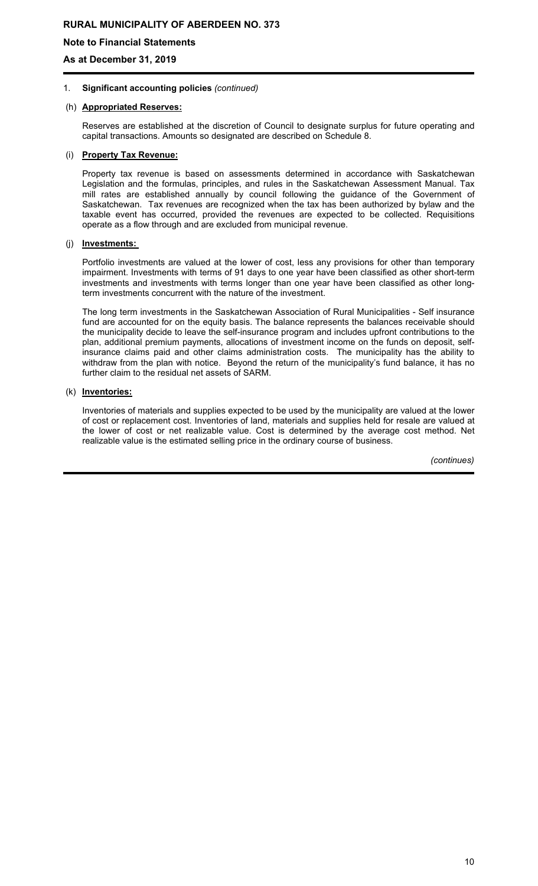# RURAL MUNICIPALITY OF ABERDEEN NO. 373

## Note to Financial Statements

## As at December 31, 2019

1. **Significant accounting policies** *(continued)*

(h) **Appropriated Reserves:**

Reserves are established at the discretion of Council to designate surplus for future operating and capital transactions. Amounts so designated are described on Schedule 8.

(i) **Property Tax Revenue:**

Property tax revenue is based on assessments determined in accordance with Saskatchewan Legislation and the formulas, principles, and rules in the Saskatchewan Assessment Manual. Tax mill rates are established annually by council following the guidance of the Government of Saskatchewan. Tax revenues are recognized when the tax has been authorized by bylaw and the taxable event has occurred, provided the revenues are expected to be collected. Requisitions operate as a flow through and are excluded from municipal revenue.

(j) **Investments:**

Portfolio investments are valued at the lower of cost, less any provisions for other than temporary impairment. Investments with terms of 91 days to one year have been classified as other short-term investments and investments with terms longer than one year have been classified as other long-term investments concurrent with the nature of the investment.

The long term investments in the Saskatchewan Association of Rural Municipalities - Self insurance fund are accounted for on the equity basis. The balance represents the balances receivable should the municipality decide to leave the self-insurance program and includes upfront contributions to the plan, additional premium payments, allocations of investment income on the funds on deposit, self-insurance claims paid and other claims administration costs. The municipality has the ability to withdraw from the plan with notice. Beyond the return of the municipality's fund balance, it has no further claim to the residual net assets of SARM.

(k) **Inventories:**

Inventories of materials and supplies expected to be used by the municipality are valued at the lower of cost or replacement cost. Inventories of land, materials and supplies held for resale are valued at the lower of cost or net realizable value. Cost is determined by the average cost method. Net realizable value is the estimated selling price in the ordinary course of business.

*(continues)*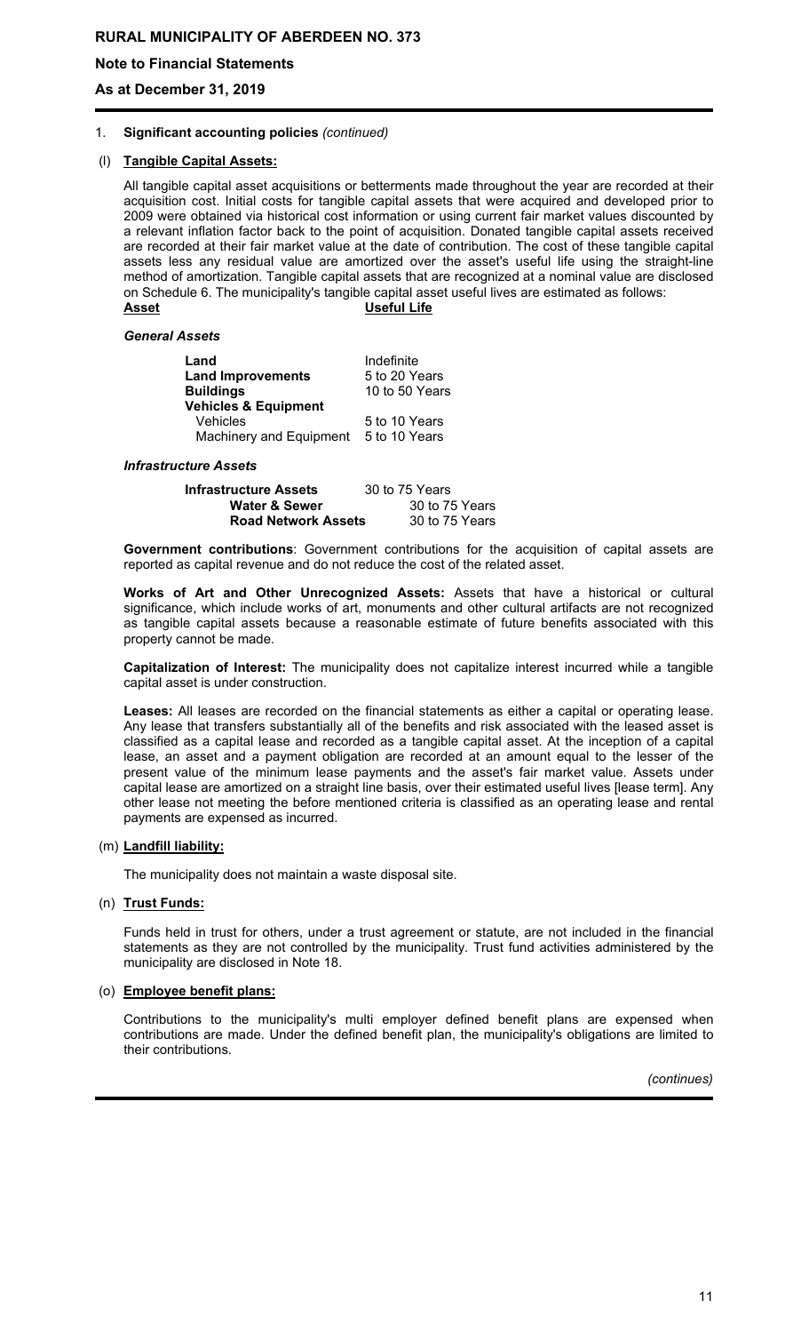1. **Significant accounting policies** *(continued)*

(l) **Tangible Capital Assets:**

All tangible capital asset acquisitions or betterments made throughout the year are recorded at their acquisition cost. Initial costs for tangible capital assets that were acquired and developed prior to 2009 were obtained via historical cost information or using current fair market values discounted by a relevant inflation factor back to the point of acquisition. Donated tangible capital assets received are recorded at their fair market value at the date of contribution. The cost of these tangible capital assets less any residual value are amortized over the asset's useful life using the straight-line method of amortization. Tangible capital assets that are recognized at a nominal value are disclosed on Schedule 6. The municipality's tangible capital asset useful lives are estimated as follows:

| Asset | Useful Life |
|---|---|
| ***General Assets*** | |
| **Land** | Indefinite |
| **Land Improvements** | 5 to 20 Years |
| **Buildings** | 10 to 50 Years |
| **Vehicles & Equipment** | |
| Vehicles | 5 to 10 Years |
| Machinery and Equipment | 5 to 10 Years |
| ***Infrastructure Assets*** | |
| **Infrastructure Assets** | 30 to 75 Years |
| **Water & Sewer** | 30 to 75 Years |
| **Road Network Assets** | 30 to 75 Years |

**Government contributions**: Government contributions for the acquisition of capital assets are reported as capital revenue and do not reduce the cost of the related asset.

**Works of Art and Other Unrecognized Assets:** Assets that have a historical or cultural significance, which include works of art, monuments and other cultural artifacts are not recognized as tangible capital assets because a reasonable estimate of future benefits associated with this property cannot be made.

**Capitalization of Interest:** The municipality does not capitalize interest incurred while a tangible capital asset is under construction.

**Leases:** All leases are recorded on the financial statements as either a capital or operating lease. Any lease that transfers substantially all of the benefits and risk associated with the leased asset is classified as a capital lease and recorded as a tangible capital asset. At the inception of a capital lease, an asset and a payment obligation are recorded at an amount equal to the lesser of the present value of the minimum lease payments and the asset's fair market value. Assets under capital lease are amortized on a straight line basis, over their estimated useful lives [lease term]. Any other lease not meeting the before mentioned criteria is classified as an operating lease and rental payments are expensed as incurred.

(m) **Landfill liability:**

The municipality does not maintain a waste disposal site.

(n) **Trust Funds:**

Funds held in trust for others, under a trust agreement or statute, are not included in the financial statements as they are not controlled by the municipality. Trust fund activities administered by the municipality are disclosed in Note 18.

(o) **Employee benefit plans:**

Contributions to the municipality's multi employer defined benefit plans are expensed when contributions are made. Under the defined benefit plan, the municipality's obligations are limited to their contributions.

*(continues)*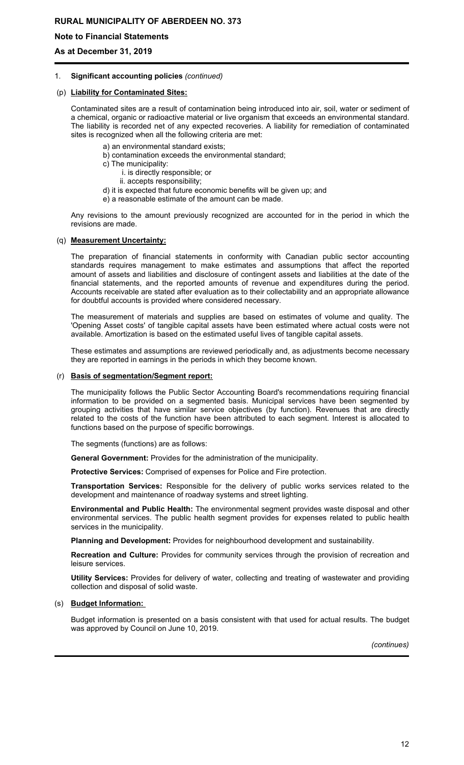## 1. Significant accounting policies *(continued)*

### (p) Liability for Contaminated Sites:

Contaminated sites are a result of contamination being introduced into air, soil, water or sediment of a chemical, organic or radioactive material or live organism that exceeds an environmental standard. The liability is recorded net of any expected recoveries. A liability for remediation of contaminated sites is recognized when all the following criteria are met:

a) an environmental standard exists;
b) contamination exceeds the environmental standard;
c) The municipality:
   i. is directly responsible; or
   ii. accepts responsibility;
d) it is expected that future economic benefits will be given up; and
e) a reasonable estimate of the amount can be made.

Any revisions to the amount previously recognized are accounted for in the period in which the revisions are made.

### (q) Measurement Uncertainty:

The preparation of financial statements in conformity with Canadian public sector accounting standards requires management to make estimates and assumptions that affect the reported amount of assets and liabilities and disclosure of contingent assets and liabilities at the date of the financial statements, and the reported amounts of revenue and expenditures during the period. Accounts receivable are stated after evaluation as to their collectability and an appropriate allowance for doubtful accounts is provided where considered necessary.

The measurement of materials and supplies are based on estimates of volume and quality. The 'Opening Asset costs' of tangible capital assets have been estimated where actual costs were not available. Amortization is based on the estimated useful lives of tangible capital assets.

These estimates and assumptions are reviewed periodically and, as adjustments become necessary they are reported in earnings in the periods in which they become known.

### (r) Basis of segmentation/Segment report:

The municipality follows the Public Sector Accounting Board's recommendations requiring financial information to be provided on a segmented basis. Municipal services have been segmented by grouping activities that have similar service objectives (by function). Revenues that are directly related to the costs of the function have been attributed to each segment. Interest is allocated to functions based on the purpose of specific borrowings.

The segments (functions) are as follows:

**General Government:** Provides for the administration of the municipality.

**Protective Services:** Comprised of expenses for Police and Fire protection.

**Transportation Services:** Responsible for the delivery of public works services related to the development and maintenance of roadway systems and street lighting.

**Environmental and Public Health:** The environmental segment provides waste disposal and other environmental services. The public health segment provides for expenses related to public health services in the municipality.

**Planning and Development:** Provides for neighbourhood development and sustainability.

**Recreation and Culture:** Provides for community services through the provision of recreation and leisure services.

**Utility Services:** Provides for delivery of water, collecting and treating of wastewater and providing collection and disposal of solid waste.

### (s) Budget Information:

Budget information is presented on a basis consistent with that used for actual results. The budget was approved by Council on June 10, 2019.

*(continues)*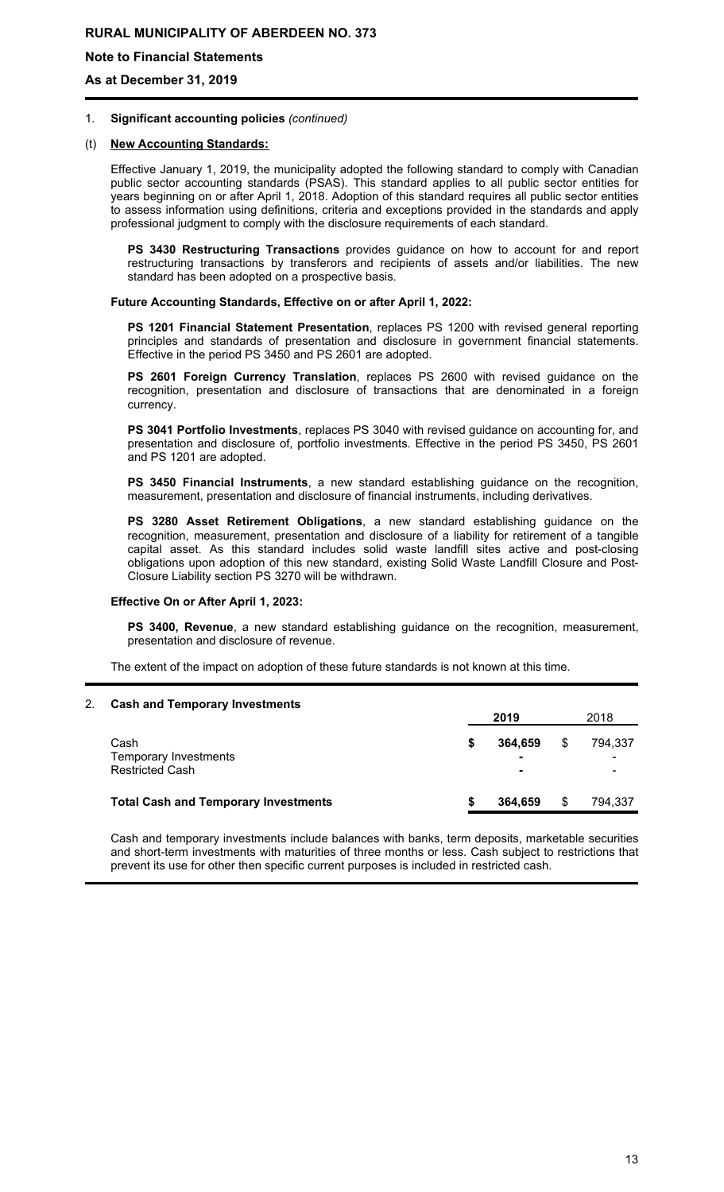## 1. Significant accounting policies *(continued)*

### (t) New Accounting Standards:

Effective January 1, 2019, the municipality adopted the following standard to comply with Canadian public sector accounting standards (PSAS). This standard applies to all public sector entities for years beginning on or after April 1, 2018. Adoption of this standard requires all public sector entities to assess information using definitions, criteria and exceptions provided in the standards and apply professional judgment to comply with the disclosure requirements of each standard.

**PS 3430 Restructuring Transactions** provides guidance on how to account for and report restructuring transactions by transferors and recipients of assets and/or liabilities. The new standard has been adopted on a prospective basis.

**Future Accounting Standards, Effective on or after April 1, 2022:**

**PS 1201 Financial Statement Presentation**, replaces PS 1200 with revised general reporting principles and standards of presentation and disclosure in government financial statements. Effective in the period PS 3450 and PS 2601 are adopted.

**PS 2601 Foreign Currency Translation**, replaces PS 2600 with revised guidance on the recognition, presentation and disclosure of transactions that are denominated in a foreign currency.

**PS 3041 Portfolio Investments**, replaces PS 3040 with revised guidance on accounting for, and presentation and disclosure of, portfolio investments. Effective in the period PS 3450, PS 2601 and PS 1201 are adopted.

**PS 3450 Financial Instruments**, a new standard establishing guidance on the recognition, measurement, presentation and disclosure of financial instruments, including derivatives.

**PS 3280 Asset Retirement Obligations**, a new standard establishing guidance on the recognition, measurement, presentation and disclosure of a liability for retirement of a tangible capital asset. As this standard includes solid waste landfill sites active and post-closing obligations upon adoption of this new standard, existing Solid Waste Landfill Closure and Post-Closure Liability section PS 3270 will be withdrawn.

**Effective On or After April 1, 2023:**

**PS 3400, Revenue**, a new standard establishing guidance on the recognition, measurement, presentation and disclosure of revenue.

The extent of the impact on adoption of these future standards is not known at this time.

## 2. Cash and Temporary Investments

| | **2019** | 2018 |
|---|---|---|
| Cash | **$ 364,659** | $ 794,337 |
| Temporary Investments | **-** | - |
| Restricted Cash | **-** | - |
| **Total Cash and Temporary Investments** | **$ 364,659** | $ 794,337 |

Cash and temporary investments include balances with banks, term deposits, marketable securities and short-term investments with maturities of three months or less. Cash subject to restrictions that prevent its use for other then specific current purposes is included in restricted cash.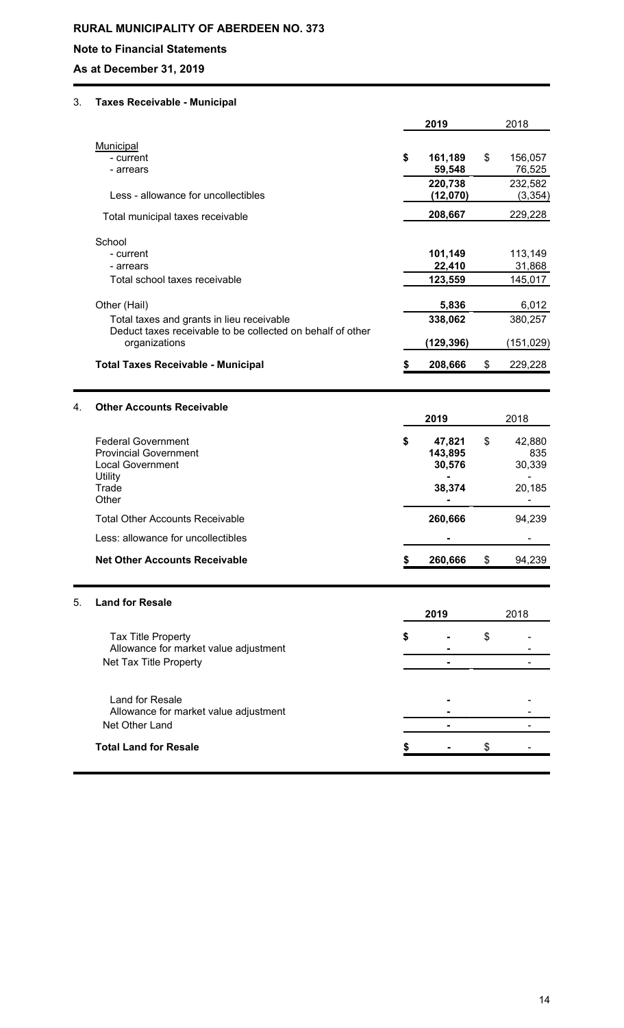# RURAL MUNICIPALITY OF ABERDEEN NO. 373

## Note to Financial Statements

## As at December 31, 2019

### 3. Taxes Receivable - Municipal

| | 2019 | 2018 |
|---|---|---|
| Municipal | | |
| - current | $ 161,189 | $ 156,057 |
| - arrears | 59,548 | 76,525 |
| | 220,738 | 232,582 |
| Less - allowance for uncollectibles | (12,070) | (3,354) |
| Total municipal taxes receivable | 208,667 | 229,228 |
| School | | |
| - current | 101,149 | 113,149 |
| - arrears | 22,410 | 31,868 |
| Total school taxes receivable | 123,559 | 145,017 |
| Other (Hail) | 5,836 | 6,012 |
| Total taxes and grants in lieu receivable | 338,062 | 380,257 |
| Deduct taxes receivable to be collected on behalf of other organizations | (129,396) | (151,029) |
| **Total Taxes Receivable - Municipal** | $ 208,666 | $ 229,228 |

### 4. Other Accounts Receivable

| | 2019 | 2018 |
|---|---|---|
| Federal Government | $ 47,821 | $ 42,880 |
| Provincial Government | 143,895 | 835 |
| Local Government | 30,576 | 30,339 |
| Utility | - | - |
| Trade | 38,374 | 20,185 |
| Other | - | - |
| Total Other Accounts Receivable | 260,666 | 94,239 |
| Less: allowance for uncollectibles | - | - |
| **Net Other Accounts Receivable** | $ 260,666 | $ 94,239 |

### 5. Land for Resale

| | 2019 | 2018 |
|---|---|---|
| Tax Title Property | $ - | $ - |
| Allowance for market value adjustment | - | - |
| Net Tax Title Property | - | - |
| Land for Resale | - | - |
| Allowance for market value adjustment | - | - |
| Net Other Land | - | - |
| **Total Land for Resale** | $ - | $ - |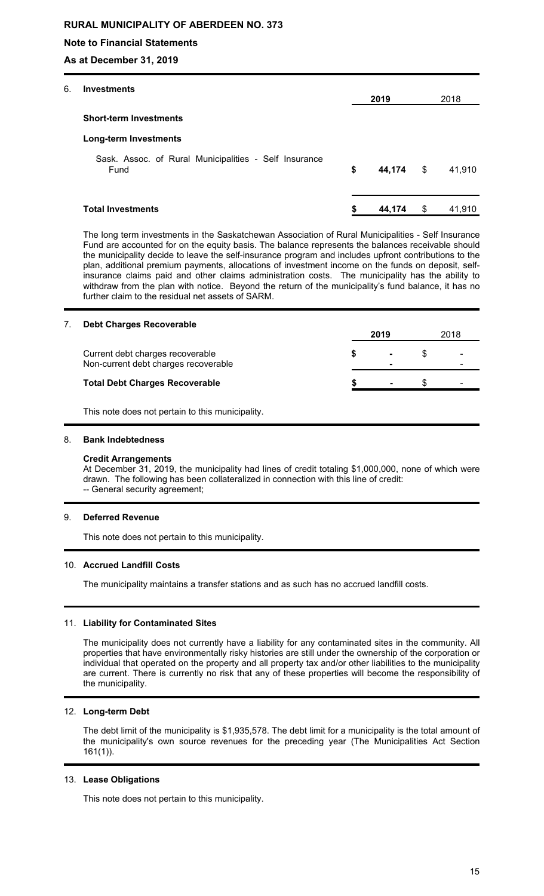**RURAL MUNICIPALITY OF ABERDEEN NO. 373**

**Note to Financial Statements**

**As at December 31, 2019**

6. **Investments**

| | 2019 | 2018 |
|---|---|---|
| **Short-term Investments** | | |
| **Long-term Investments** | | |
| Sask. Assoc. of Rural Municipalities - Self Insurance Fund | $ 44,174 | $ 41,910 |
| **Total Investments** | $ 44,174 | $ 41,910 |

The long term investments in the Saskatchewan Association of Rural Municipalities - Self Insurance Fund are accounted for on the equity basis. The balance represents the balances receivable should the municipality decide to leave the self-insurance program and includes upfront contributions to the plan, additional premium payments, allocations of investment income on the funds on deposit, self-insurance claims paid and other claims administration costs. The municipality has the ability to withdraw from the plan with notice. Beyond the return of the municipality's fund balance, it has no further claim to the residual net assets of SARM.

7. **Debt Charges Recoverable**

| | 2019 | 2018 |
|---|---|---|
| Current debt charges recoverable | $ - | $ - |
| Non-current debt charges recoverable | - | - |
| **Total Debt Charges Recoverable** | $ - | $ - |

This note does not pertain to this municipality.

8. **Bank Indebtedness**

**Credit Arrangements**
At December 31, 2019, the municipality had lines of credit totaling $1,000,000, none of which were drawn. The following has been collateralized in connection with this line of credit:
-- General security agreement;

9. **Deferred Revenue**

This note does not pertain to this municipality.

10. **Accrued Landfill Costs**

The municipality maintains a transfer stations and as such has no accrued landfill costs.

11. **Liability for Contaminated Sites**

The municipality does not currently have a liability for any contaminated sites in the community. All properties that have environmentally risky histories are still under the ownership of the corporation or individual that operated on the property and all property tax and/or other liabilities to the municipality are current. There is currently no risk that any of these properties will become the responsibility of the municipality.

12. **Long-term Debt**

The debt limit of the municipality is $1,935,578. The debt limit for a municipality is the total amount of the municipality's own source revenues for the preceding year (The Municipalities Act Section 161(1)).

13. **Lease Obligations**

This note does not pertain to this municipality.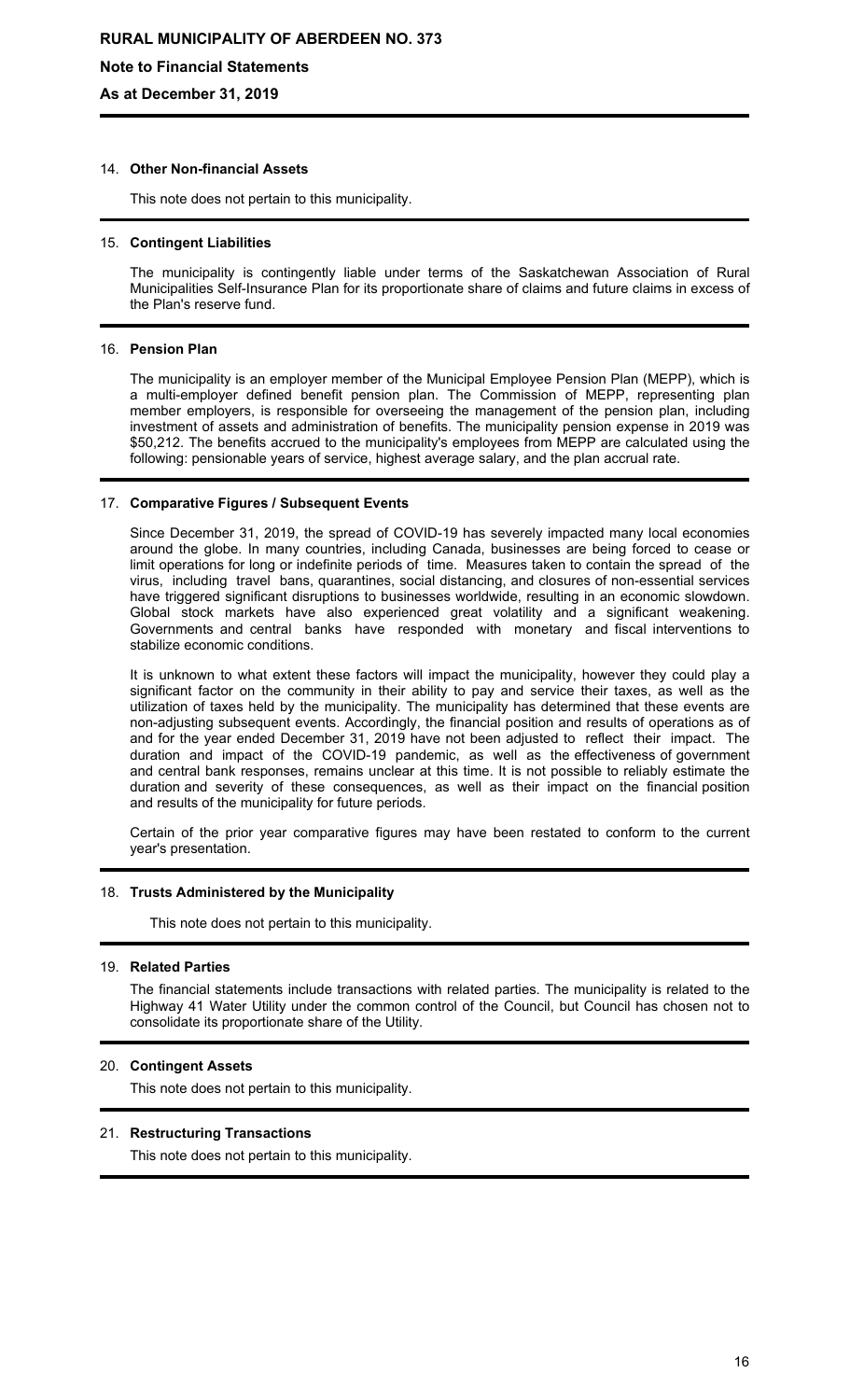### 14. Other Non-financial Assets

This note does not pertain to this municipality.

### 15. Contingent Liabilities

The municipality is contingently liable under terms of the Saskatchewan Association of Rural Municipalities Self-Insurance Plan for its proportionate share of claims and future claims in excess of the Plan's reserve fund.

### 16. Pension Plan

The municipality is an employer member of the Municipal Employee Pension Plan (MEPP), which is a multi-employer defined benefit pension plan. The Commission of MEPP, representing plan member employers, is responsible for overseeing the management of the pension plan, including investment of assets and administration of benefits. The municipality pension expense in 2019 was $50,212. The benefits accrued to the municipality's employees from MEPP are calculated using the following: pensionable years of service, highest average salary, and the plan accrual rate.

### 17. Comparative Figures / Subsequent Events

Since December 31, 2019, the spread of COVID-19 has severely impacted many local economies around the globe. In many countries, including Canada, businesses are being forced to cease or limit operations for long or indefinite periods of time. Measures taken to contain the spread of the virus, including travel bans, quarantines, social distancing, and closures of non-essential services have triggered significant disruptions to businesses worldwide, resulting in an economic slowdown. Global stock markets have also experienced great volatility and a significant weakening. Governments and central banks have responded with monetary and fiscal interventions to stabilize economic conditions.

It is unknown to what extent these factors will impact the municipality, however they could play a significant factor on the community in their ability to pay and service their taxes, as well as the utilization of taxes held by the municipality. The municipality has determined that these events are non-adjusting subsequent events. Accordingly, the financial position and results of operations as of and for the year ended December 31, 2019 have not been adjusted to reflect their impact. The duration and impact of the COVID-19 pandemic, as well as the effectiveness of government and central bank responses, remains unclear at this time. It is not possible to reliably estimate the duration and severity of these consequences, as well as their impact on the financial position and results of the municipality for future periods.

Certain of the prior year comparative figures may have been restated to conform to the current year's presentation.

### 18. Trusts Administered by the Municipality

This note does not pertain to this municipality.

### 19. Related Parties

The financial statements include transactions with related parties. The municipality is related to the Highway 41 Water Utility under the common control of the Council, but Council has chosen not to consolidate its proportionate share of the Utility.

### 20. Contingent Assets

This note does not pertain to this municipality.

### 21. Restructuring Transactions

This note does not pertain to this municipality.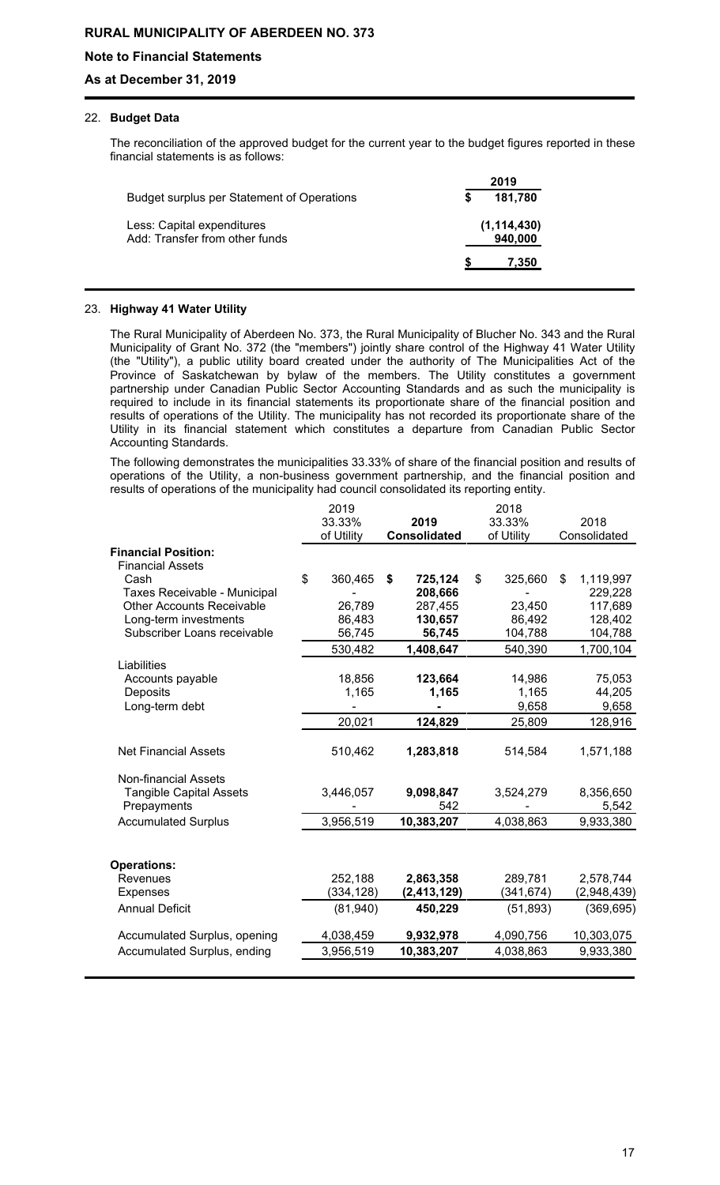**RURAL MUNICIPALITY OF ABERDEEN NO. 373**

**Note to Financial Statements**

**As at December 31, 2019**

22. **Budget Data**

The reconciliation of the approved budget for the current year to the budget figures reported in these financial statements is as follows:

| | 2019 |
|---|---|
| Budget surplus per Statement of Operations | $ 181,780 |
| Less: Capital expenditures | (1,114,430) |
| Add: Transfer from other funds | 940,000 |
| | $ 7,350 |

23. **Highway 41 Water Utility**

The Rural Municipality of Aberdeen No. 373, the Rural Municipality of Blucher No. 343 and the Rural Municipality of Grant No. 372 (the "members") jointly share control of the Highway 41 Water Utility (the "Utility"), a public utility board created under the authority of The Municipalities Act of the Province of Saskatchewan by bylaw of the members. The Utility constitutes a government partnership under Canadian Public Sector Accounting Standards and as such the municipality is required to include in its financial statements its proportionate share of the financial position and results of operations of the Utility. The municipality has not recorded its proportionate share of the Utility in its financial statement which constitutes a departure from Canadian Public Sector Accounting Standards.

The following demonstrates the municipalities 33.33% of share of the financial position and results of operations of the Utility, a non-business government partnership, and the financial position and results of operations of the municipality had council consolidated its reporting entity.

| | 2019 33.33% of Utility | **2019 Consolidated** | 2018 33.33% of Utility | 2018 Consolidated |
|---|---|---|---|---|
| **Financial Position:** | | | | |
| Financial Assets | | | | |
| Cash | $ 360,465 | **$ 725,124** | $ 325,660 | $ 1,119,997 |
| Taxes Receivable - Municipal | - | **208,666** | - | 229,228 |
| Other Accounts Receivable | 26,789 | 287,455 | 23,450 | 117,689 |
| Long-term investments | 86,483 | **130,657** | 86,492 | 128,402 |
| Subscriber Loans receivable | 56,745 | **56,745** | 104,788 | 104,788 |
| | 530,482 | **1,408,647** | 540,390 | 1,700,104 |
| Liabilities | | | | |
| Accounts payable | 18,856 | **123,664** | 14,986 | 75,053 |
| Deposits | 1,165 | **1,165** | 1,165 | 44,205 |
| Long-term debt | - | **-** | 9,658 | 9,658 |
| | 20,021 | **124,829** | 25,809 | 128,916 |
| Net Financial Assets | 510,462 | **1,283,818** | 514,584 | 1,571,188 |
| Non-financial Assets | | | | |
| Tangible Capital Assets | 3,446,057 | **9,098,847** | 3,524,279 | 8,356,650 |
| Prepayments | - | 542 | - | 5,542 |
| Accumulated Surplus | 3,956,519 | **10,383,207** | 4,038,863 | 9,933,380 |
| **Operations:** | | | | |
| Revenues | 252,188 | **2,863,358** | 289,781 | 2,578,744 |
| Expenses | (334,128) | **(2,413,129)** | (341,674) | (2,948,439) |
| Annual Deficit | (81,940) | **450,229** | (51,893) | (369,695) |
| Accumulated Surplus, opening | 4,038,459 | **9,932,978** | 4,090,756 | 10,303,075 |
| Accumulated Surplus, ending | 3,956,519 | **10,383,207** | 4,038,863 | 9,933,380 |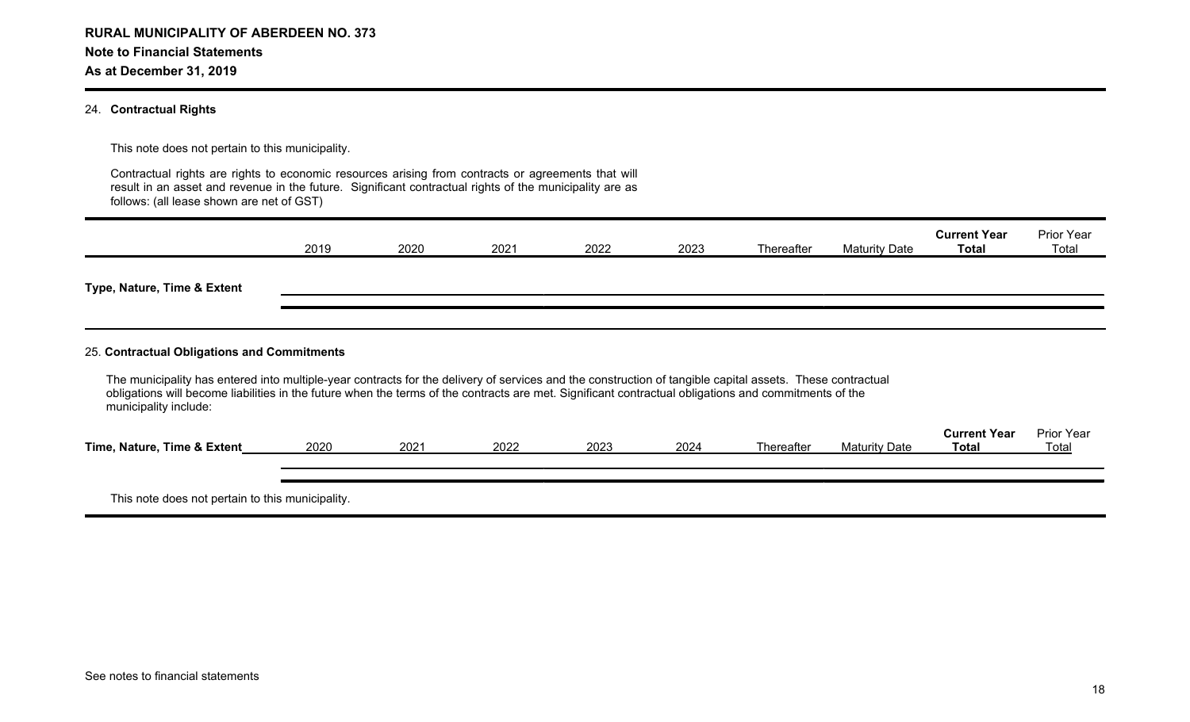**RURAL MUNICIPALITY OF ABERDEEN NO. 373**
**Note to Financial Statements**
**As at December 31, 2019**

24. **Contractual Rights**

This note does not pertain to this municipality.

Contractual rights are rights to economic resources arising from contracts or agreements that will result in an asset and revenue in the future. Significant contractual rights of the municipality are as follows: (all lease shown are net of GST)

| | 2019 | 2020 | 2021 | 2022 | 2023 | Thereafter | Maturity Date | **Current Year Total** | Prior Year Total |
|---|---|---|---|---|---|---|---|---|---|
| **Type, Nature, Time & Extent** | | | | | | | | | |

25. **Contractual Obligations and Commitments**

The municipality has entered into multiple-year contracts for the delivery of services and the construction of tangible capital assets. These contractual obligations will become liabilities in the future when the terms of the contracts are met. Significant contractual obligations and commitments of the municipality include:

| **Time, Nature, Time & Extent** | 2020 | 2021 | 2022 | 2023 | 2024 | Thereafter | Maturity Date | **Current Year Total** | Prior Year Total |
|---|---|---|---|---|---|---|---|---|---|
| | | | | | | | | | |

This note does not pertain to this municipality.

See notes to financial statements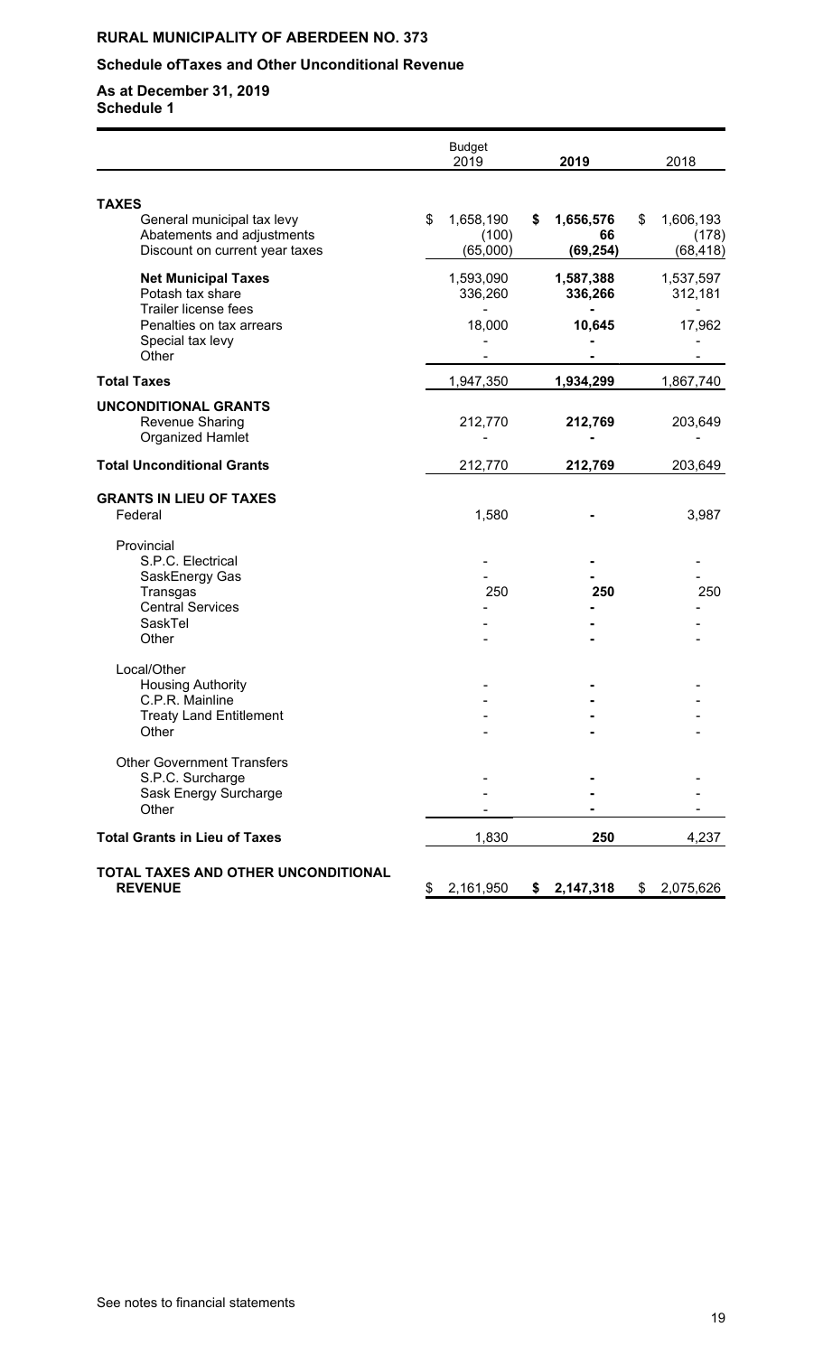# RURAL MUNICIPALITY OF ABERDEEN NO. 373

## Schedule ofTaxes and Other Unconditional Revenue

**As at December 31, 2019**
**Schedule 1**

| | Budget 2019 | 2019 | 2018 |
|---|---|---|---|
| **TAXES** | | | |
| General municipal tax levy | $ 1,658,190 | **$ 1,656,576** | $ 1,606,193 |
| Abatements and adjustments | (100) | **66** | (178) |
| Discount on current year taxes | (65,000) | **(69,254)** | (68,418) |
| **Net Municipal Taxes** | 1,593,090 | **1,587,388** | 1,537,597 |
| Potash tax share | 336,260 | **336,266** | 312,181 |
| Trailer license fees | - | **-** | - |
| Penalties on tax arrears | 18,000 | **10,645** | 17,962 |
| Special tax levy | - | **-** | - |
| Other | - | **-** | - |
| **Total Taxes** | 1,947,350 | **1,934,299** | 1,867,740 |
| **UNCONDITIONAL GRANTS** | | | |
| Revenue Sharing | 212,770 | **212,769** | 203,649 |
| Organized Hamlet | - | **-** | - |
| **Total Unconditional Grants** | 212,770 | **212,769** | 203,649 |
| **GRANTS IN LIEU OF TAXES** | | | |
| Federal | 1,580 | **-** | 3,987 |
| Provincial | | | |
| S.P.C. Electrical | - | **-** | - |
| SaskEnergy Gas | - | **-** | - |
| Transgas | 250 | **250** | 250 |
| Central Services | - | **-** | - |
| SaskTel | - | **-** | - |
| Other | - | **-** | - |
| Local/Other | | | |
| Housing Authority | - | **-** | - |
| C.P.R. Mainline | - | **-** | - |
| Treaty Land Entitlement | - | **-** | - |
| Other | - | **-** | - |
| Other Government Transfers | | | |
| S.P.C. Surcharge | - | **-** | - |
| Sask Energy Surcharge | - | **-** | - |
| Other | - | **-** | - |
| **Total Grants in Lieu of Taxes** | 1,830 | **250** | 4,237 |
| **TOTAL TAXES AND OTHER UNCONDITIONAL REVENUE** | $ 2,161,950 | **$ 2,147,318** | $ 2,075,626 |

See notes to financial statements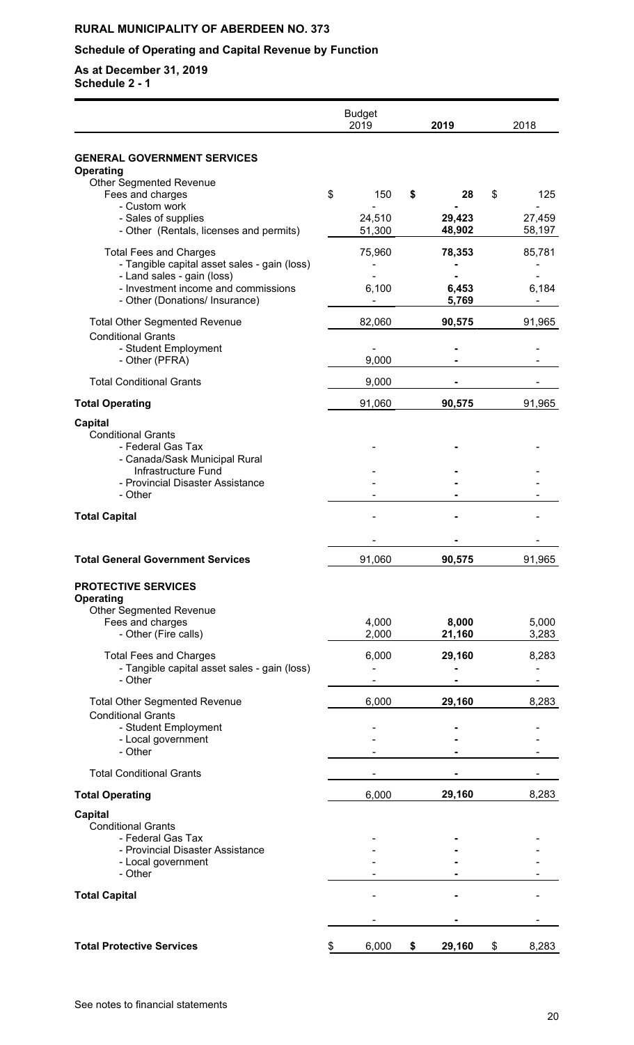**RURAL MUNICIPALITY OF ABERDEEN NO. 373**

**Schedule of Operating and Capital Revenue by Function**

**As at December 31, 2019**
**Schedule 2 - 1**

| | Budget 2019 | 2019 | 2018 |
|---|---|---|---|
| **GENERAL GOVERNMENT SERVICES** | | | |
| **Operating** | | | |
| Other Segmented Revenue | | | |
| Fees and charges | $ 150 | **$ 28** | $ 125 |
| - Custom work | - | **-** | - |
| - Sales of supplies | 24,510 | **29,423** | 27,459 |
| - Other (Rentals, licenses and permits) | 51,300 | **48,902** | 58,197 |
| Total Fees and Charges | 75,960 | **78,353** | 85,781 |
| - Tangible capital asset sales - gain (loss) | - | **-** | - |
| - Land sales - gain (loss) | - | **-** | - |
| - Investment income and commissions | 6,100 | **6,453** | 6,184 |
| - Other (Donations/ Insurance) | - | **5,769** | - |
| Total Other Segmented Revenue | 82,060 | **90,575** | 91,965 |
| Conditional Grants | | | |
| - Student Employment | - | **-** | - |
| - Other (PFRA) | 9,000 | **-** | - |
| Total Conditional Grants | 9,000 | **-** | - |
| **Total Operating** | 91,060 | **90,575** | 91,965 |
| **Capital** | | | |
| Conditional Grants | | | |
| - Federal Gas Tax | - | **-** | - |
| - Canada/Sask Municipal Rural Infrastructure Fund | - | **-** | - |
| - Provincial Disaster Assistance | - | **-** | - |
| - Other | - | **-** | - |
| **Total Capital** | - | **-** | - |
| | - | **-** | - |
| **Total General Government Services** | 91,060 | **90,575** | 91,965 |
| **PROTECTIVE SERVICES** | | | |
| **Operating** | | | |
| Other Segmented Revenue | | | |
| Fees and charges | 4,000 | **8,000** | 5,000 |
| - Other (Fire calls) | 2,000 | **21,160** | 3,283 |
| Total Fees and Charges | 6,000 | **29,160** | 8,283 |
| - Tangible capital asset sales - gain (loss) | - | **-** | - |
| - Other | - | **-** | - |
| Total Other Segmented Revenue | 6,000 | **29,160** | 8,283 |
| Conditional Grants | | | |
| - Student Employment | - | **-** | - |
| - Local government | - | **-** | - |
| - Other | - | **-** | - |
| Total Conditional Grants | - | **-** | - |
| **Total Operating** | 6,000 | **29,160** | 8,283 |
| **Capital** | | | |
| Conditional Grants | | | |
| - Federal Gas Tax | - | **-** | - |
| - Provincial Disaster Assistance | - | **-** | - |
| - Local government | - | **-** | - |
| - Other | - | **-** | - |
| **Total Capital** | - | **-** | - |
| | - | **-** | - |
| **Total Protective Services** | $ 6,000 | **$ 29,160** | $ 8,283 |

See notes to financial statements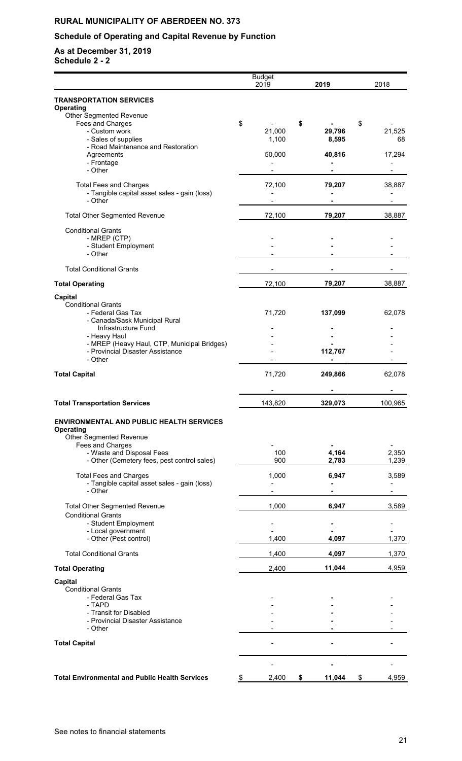# RURAL MUNICIPALITY OF ABERDEEN NO. 373

## Schedule of Operating and Capital Revenue by Function

**As at December 31, 2019**
**Schedule 2 - 2**

| | Budget 2019 | 2019 | 2018 |
|---|---|---|---|
| **TRANSPORTATION SERVICES** | | | |
| **Operating** | | | |
| Other Segmented Revenue | | | |
| Fees and Charges | $ - | **$ -** | $ - |
| - Custom work | 21,000 | **29,796** | 21,525 |
| - Sales of supplies | 1,100 | **8,595** | 68 |
| - Road Maintenance and Restoration Agreements | 50,000 | **40,816** | 17,294 |
| - Frontage | - | **-** | - |
| - Other | - | **-** | - |
| Total Fees and Charges | 72,100 | **79,207** | 38,887 |
| - Tangible capital asset sales - gain (loss) | - | **-** | - |
| - Other | - | **-** | - |
| Total Other Segmented Revenue | 72,100 | **79,207** | 38,887 |
| Conditional Grants | | | |
| - MREP (CTP) | - | **-** | - |
| - Student Employment | - | **-** | - |
| - Other | - | **-** | - |
| Total Conditional Grants | - | **-** | - |
| **Total Operating** | 72,100 | **79,207** | 38,887 |
| **Capital** | | | |
| Conditional Grants | | | |
| - Federal Gas Tax | 71,720 | **137,099** | 62,078 |
| - Canada/Sask Municipal Rural Infrastructure Fund | - | **-** | - |
| - Heavy Haul | - | **-** | - |
| - MREP (Heavy Haul, CTP, Municipal Bridges) | - | **-** | - |
| - Provincial Disaster Assistance | - | **112,767** | - |
| - Other | - | **-** | - |
| **Total Capital** | 71,720 | **249,866** | 62,078 |
| | - | **-** | - |
| **Total Transportation Services** | 143,820 | **329,073** | 100,965 |
| **ENVIRONMENTAL AND PUBLIC HEALTH SERVICES** | | | |
| **Operating** | | | |
| Other Segmented Revenue | | | |
| Fees and Charges | - | **-** | - |
| - Waste and Disposal Fees | 100 | **4,164** | 2,350 |
| - Other (Cemetery fees, pest control sales) | 900 | **2,783** | 1,239 |
| Total Fees and Charges | 1,000 | **6,947** | 3,589 |
| - Tangible capital asset sales - gain (loss) | - | **-** | - |
| - Other | - | **-** | - |
| Total Other Segmented Revenue | 1,000 | **6,947** | 3,589 |
| Conditional Grants | | | |
| - Student Employment | - | **-** | - |
| - Local government | - | **-** | - |
| - Other (Pest control) | 1,400 | **4,097** | 1,370 |
| Total Conditional Grants | 1,400 | **4,097** | 1,370 |
| **Total Operating** | 2,400 | **11,044** | 4,959 |
| **Capital** | | | |
| Conditional Grants | | | |
| - Federal Gas Tax | - | **-** | - |
| - TAPD | - | **-** | - |
| - Transit for Disabled | - | **-** | - |
| - Provincial Disaster Assistance | - | **-** | - |
| - Other | - | **-** | - |
| **Total Capital** | - | **-** | - |
| | - | **-** | - |
| **Total Environmental and Public Health Services** | $ 2,400 | **$ 11,044** | $ 4,959 |

See notes to financial statements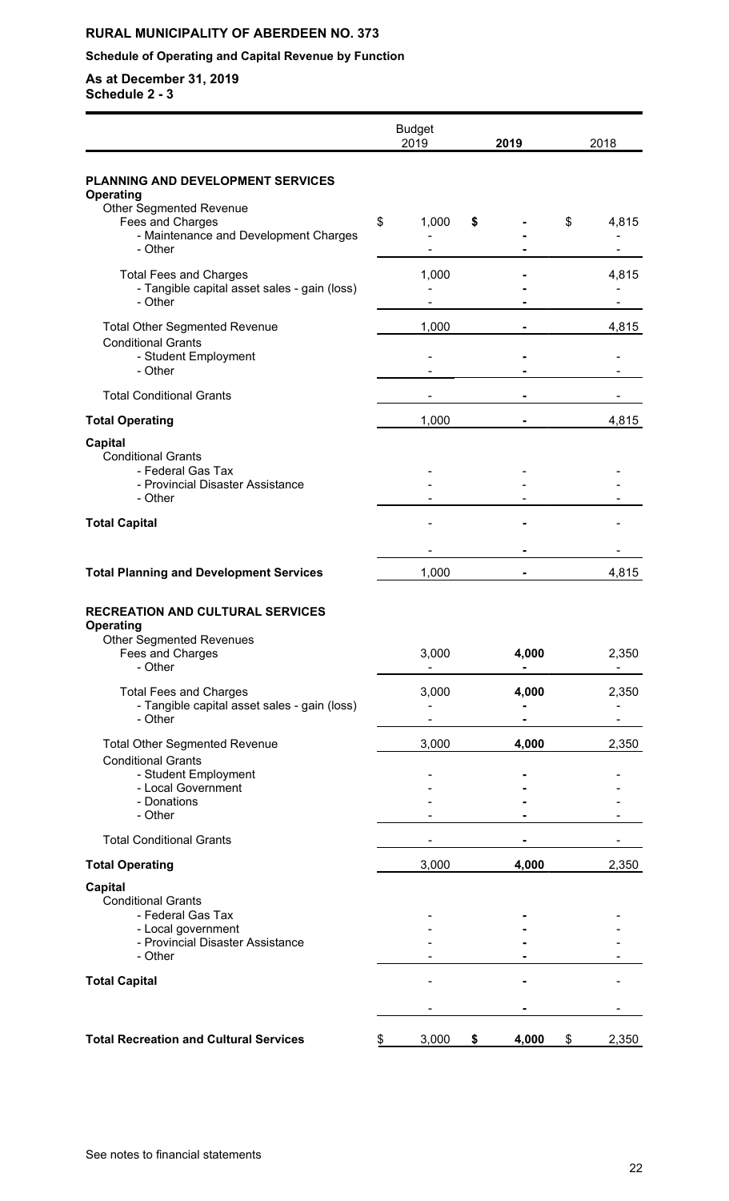**RURAL MUNICIPALITY OF ABERDEEN NO. 373**

**Schedule of Operating and Capital Revenue by Function**

**As at December 31, 2019**
**Schedule 2 - 3**

| | Budget 2019 | **2019** | 2018 |
|---|---|---|---|
| **PLANNING AND DEVELOPMENT SERVICES** | | | |
| **Operating** | | | |
| Other Segmented Revenue | | | |
| Fees and Charges | $ 1,000 | **$ -** | $ 4,815 |
| - Maintenance and Development Charges | - | **-** | - |
| - Other | - | **-** | - |
| Total Fees and Charges | 1,000 | **-** | 4,815 |
| - Tangible capital asset sales - gain (loss) | - | **-** | - |
| - Other | - | **-** | - |
| Total Other Segmented Revenue | 1,000 | **-** | 4,815 |
| Conditional Grants | | | |
| - Student Employment | - | **-** | - |
| - Other | - | **-** | - |
| Total Conditional Grants | - | **-** | - |
| **Total Operating** | 1,000 | **-** | 4,815 |
| **Capital** | | | |
| Conditional Grants | | | |
| - Federal Gas Tax | - | - | - |
| - Provincial Disaster Assistance | - | - | - |
| - Other | - | - | - |
| **Total Capital** | - | **-** | - |
| | - | **-** | - |
| **Total Planning and Development Services** | 1,000 | **-** | 4,815 |
| **RECREATION AND CULTURAL SERVICES** | | | |
| **Operating** | | | |
| Other Segmented Revenues | | | |
| Fees and Charges | 3,000 | **4,000** | 2,350 |
| - Other | - | **-** | - |
| Total Fees and Charges | 3,000 | **4,000** | 2,350 |
| - Tangible capital asset sales - gain (loss) | - | **-** | - |
| - Other | - | **-** | - |
| Total Other Segmented Revenue | 3,000 | **4,000** | 2,350 |
| Conditional Grants | | | |
| - Student Employment | - | **-** | - |
| - Local Government | - | **-** | - |
| - Donations | - | **-** | - |
| - Other | - | **-** | - |
| Total Conditional Grants | - | **-** | - |
| **Total Operating** | 3,000 | **4,000** | 2,350 |
| **Capital** | | | |
| Conditional Grants | | | |
| - Federal Gas Tax | - | **-** | - |
| - Local government | - | **-** | - |
| - Provincial Disaster Assistance | - | **-** | - |
| - Other | - | **-** | - |
| **Total Capital** | - | **-** | - |
| | - | **-** | - |
| **Total Recreation and Cultural Services** | $ 3,000 | **$ 4,000** | $ 2,350 |

See notes to financial statements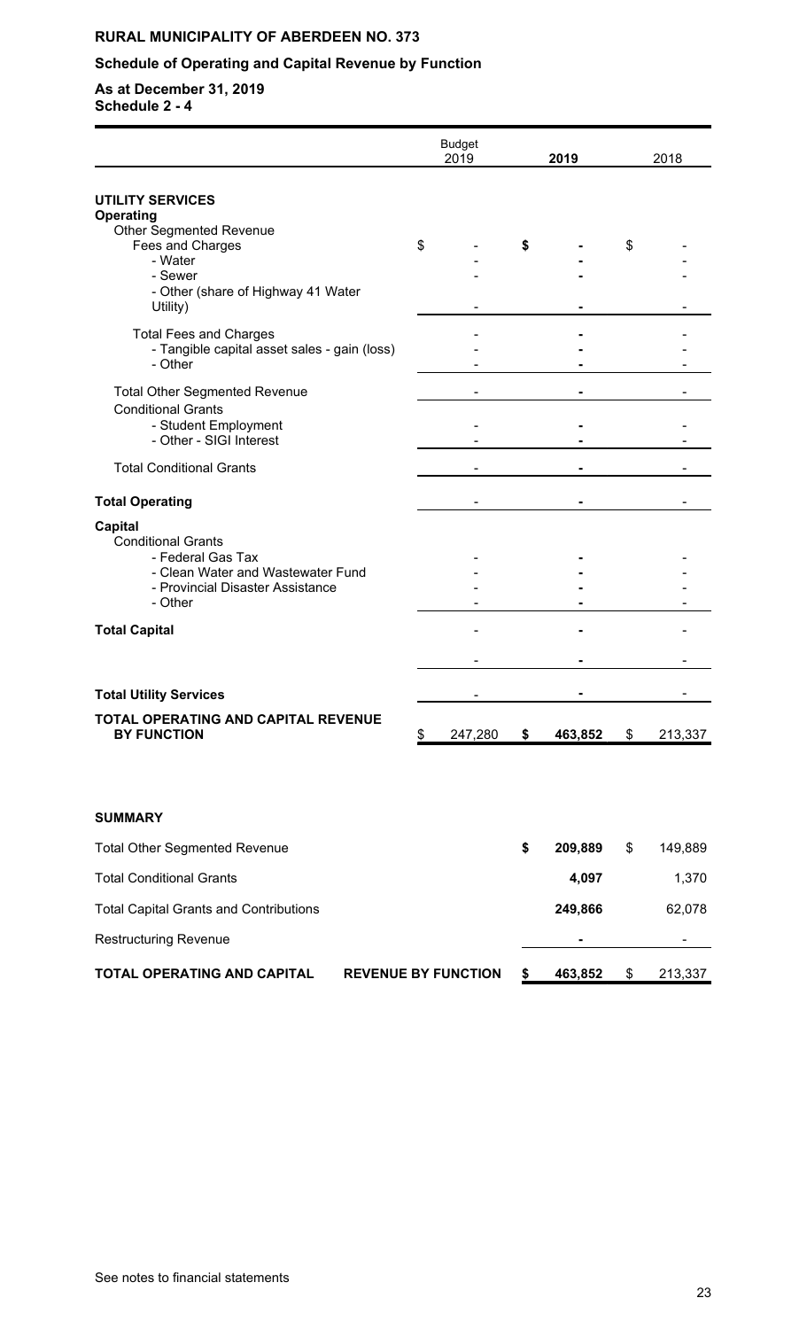**RURAL MUNICIPALITY OF ABERDEEN NO. 373**

**Schedule of Operating and Capital Revenue by Function**

**As at December 31, 2019**
**Schedule 2 - 4**

| | Budget 2019 | 2019 | 2018 |
|---|---|---|---|
| **UTILITY SERVICES** | | | |
| **Operating** | | | |
| Other Segmented Revenue | | | |
| Fees and Charges | $ - | **$ -** | $ - |
| - Water | - | **-** | - |
| - Sewer | - | **-** | - |
| - Other (share of Highway 41 Water Utility) | - | **-** | - |
| Total Fees and Charges | - | **-** | - |
| - Tangible capital asset sales - gain (loss) | - | **-** | - |
| - Other | - | **-** | - |
| Total Other Segmented Revenue | - | **-** | - |
| Conditional Grants | | | |
| - Student Employment | - | **-** | - |
| - Other - SIGI Interest | - | **-** | - |
| Total Conditional Grants | - | **-** | - |
| **Total Operating** | - | **-** | - |
| **Capital** | | | |
| Conditional Grants | | | |
| - Federal Gas Tax | - | **-** | - |
| - Clean Water and Wastewater Fund | - | **-** | - |
| - Provincial Disaster Assistance | - | **-** | - |
| - Other | - | **-** | - |
| **Total Capital** | - | **-** | - |
| | - | **-** | - |
| **Total Utility Services** | - | **-** | - |
| **TOTAL OPERATING AND CAPITAL REVENUE BY FUNCTION** | $ 247,280 | **$ 463,852** | $ 213,337 |

**SUMMARY**

| | 2019 | 2018 |
|---|---|---|
| Total Other Segmented Revenue | **$ 209,889** | $ 149,889 |
| Total Conditional Grants | **4,097** | 1,370 |
| Total Capital Grants and Contributions | **249,866** | 62,078 |
| Restructuring Revenue | **-** | - |
| **TOTAL OPERATING AND CAPITAL REVENUE BY FUNCTION** | **$ 463,852** | $ 213,337 |

See notes to financial statements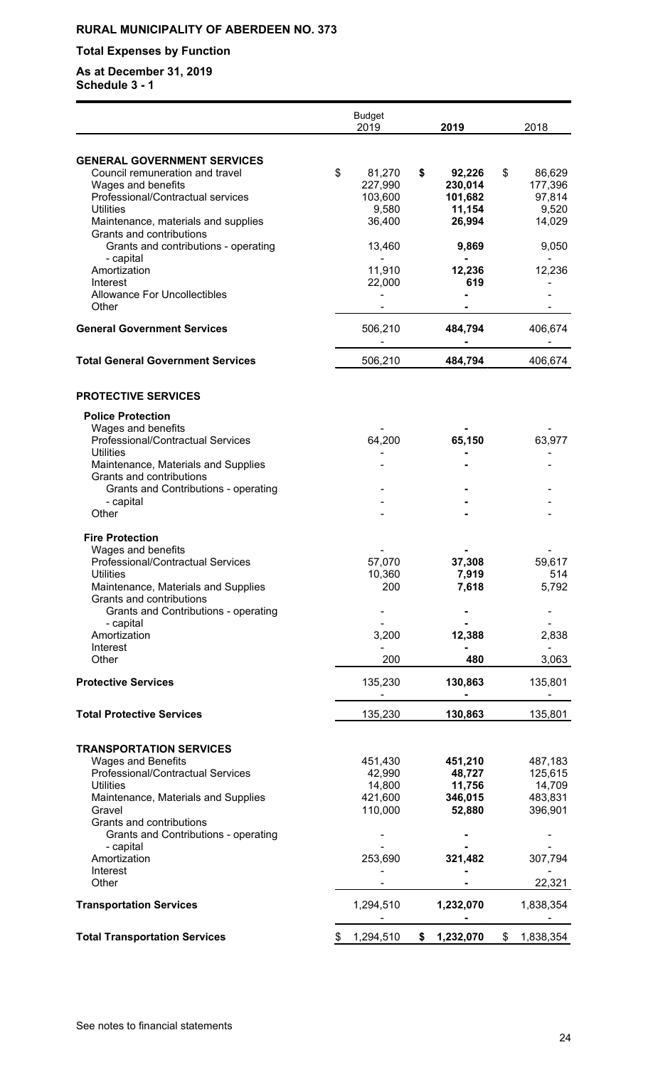**RURAL MUNICIPALITY OF ABERDEEN NO. 373**

**Total Expenses by Function**

**As at December 31, 2019**
**Schedule 3 - 1**

| | Budget 2019 | **2019** | 2018 |
|---|---|---|---|
| **GENERAL GOVERNMENT SERVICES** | | | |
| Council remuneration and travel | $ 81,270 | **$ 92,226** | $ 86,629 |
| Wages and benefits | 227,990 | **230,014** | 177,396 |
| Professional/Contractual services | 103,600 | **101,682** | 97,814 |
| Utilities | 9,580 | **11,154** | 9,520 |
| Maintenance, materials and supplies | 36,400 | **26,994** | 14,029 |
| Grants and contributions | | | |
| Grants and contributions - operating | 13,460 | **9,869** | 9,050 |
| - capital | - | **-** | - |
| Amortization | 11,910 | **12,236** | 12,236 |
| Interest | 22,000 | **619** | - |
| Allowance For Uncollectibles | - | **-** | - |
| Other | - | **-** | - |
| **General Government Services** | 506,210 | **484,794** | 406,674 |
| | - | **-** | - |
| **Total General Government Services** | 506,210 | **484,794** | 406,674 |
| **PROTECTIVE SERVICES** | | | |
| **Police Protection** | | | |
| Wages and benefits | - | **-** | - |
| Professional/Contractual Services | 64,200 | **65,150** | 63,977 |
| Utilities | - | **-** | - |
| Maintenance, Materials and Supplies | - | **-** | - |
| Grants and contributions | | | |
| Grants and Contributions - operating | - | **-** | - |
| - capital | - | **-** | - |
| Other | - | **-** | - |
| **Fire Protection** | | | |
| Wages and benefits | - | **-** | - |
| Professional/Contractual Services | 57,070 | **37,308** | 59,617 |
| Utilities | 10,360 | **7,919** | 514 |
| Maintenance, Materials and Supplies | 200 | **7,618** | 5,792 |
| Grants and contributions | | | |
| Grants and Contributions - operating | - | **-** | - |
| - capital | - | **-** | - |
| Amortization | 3,200 | **12,388** | 2,838 |
| Interest | - | **-** | - |
| Other | 200 | **480** | 3,063 |
| **Protective Services** | 135,230 | **130,863** | 135,801 |
| | - | **-** | - |
| **Total Protective Services** | 135,230 | **130,863** | 135,801 |
| **TRANSPORTATION SERVICES** | | | |
| Wages and Benefits | 451,430 | **451,210** | 487,183 |
| Professional/Contractual Services | 42,990 | **48,727** | 125,615 |
| Utilities | 14,800 | **11,756** | 14,709 |
| Maintenance, Materials and Supplies | 421,600 | **346,015** | 483,831 |
| Gravel | 110,000 | **52,880** | 396,901 |
| Grants and contributions | | | |
| Grants and Contributions - operating | - | **-** | - |
| - capital | - | **-** | - |
| Amortization | 253,690 | **321,482** | 307,794 |
| Interest | - | **-** | - |
| Other | - | **-** | 22,321 |
| **Transportation Services** | 1,294,510 | **1,232,070** | 1,838,354 |
| | - | **-** | - |
| **Total Transportation Services** | $ 1,294,510 | **$ 1,232,070** | $ 1,838,354 |

See notes to financial statements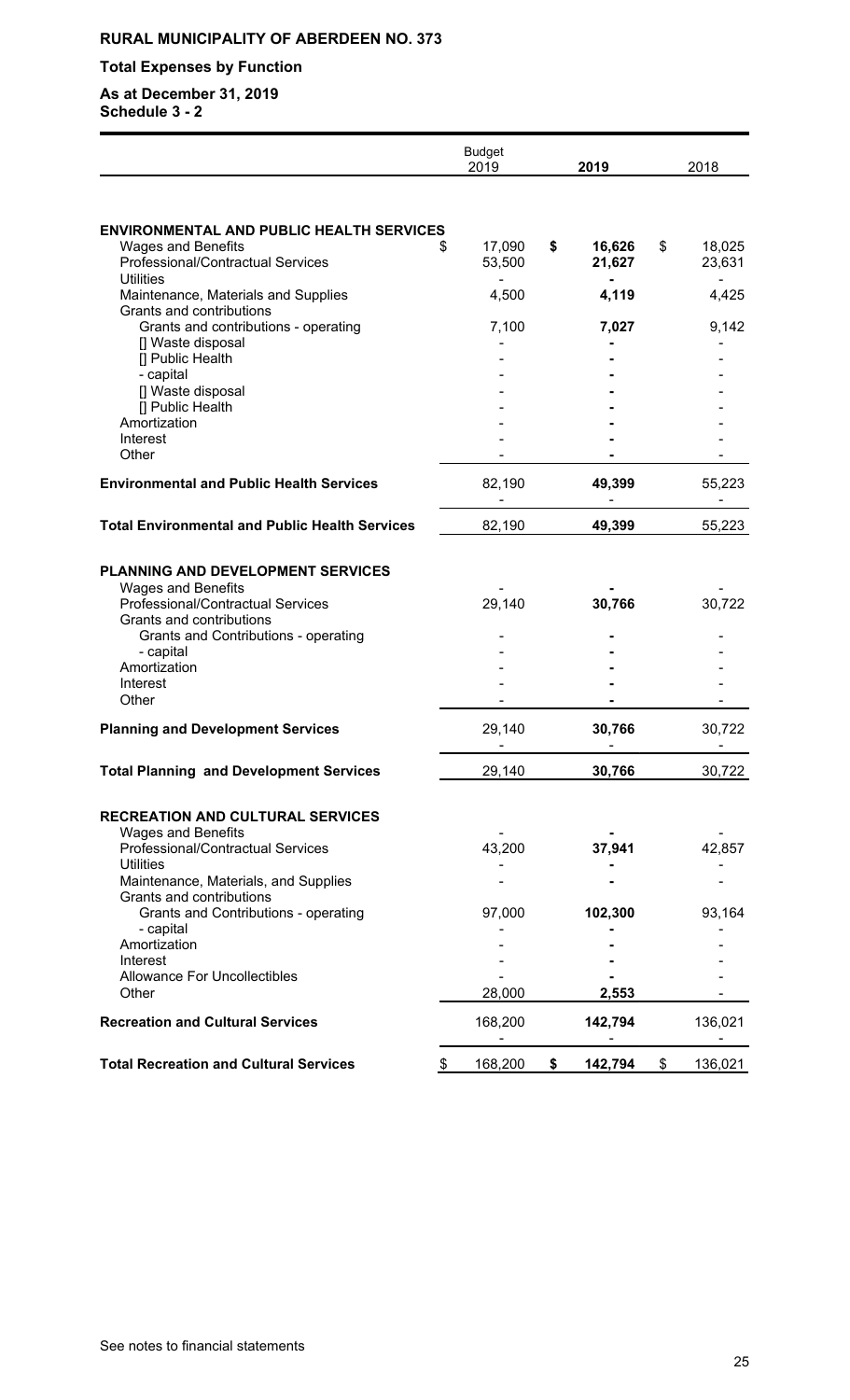**RURAL MUNICIPALITY OF ABERDEEN NO. 373**

**Total Expenses by Function**

**As at December 31, 2019**
**Schedule 3 - 2**

| | Budget 2019 | 2019 | 2018 |
|---|---|---|---|
| **ENVIRONMENTAL AND PUBLIC HEALTH SERVICES** | | | |
| Wages and Benefits | $ 17,090 | **$ 16,626** | $ 18,025 |
| Professional/Contractual Services | 53,500 | **21,627** | 23,631 |
| Utilities | - | **-** | - |
| Maintenance, Materials and Supplies | 4,500 | **4,119** | 4,425 |
| Grants and contributions | | | |
| Grants and contributions - operating | 7,100 | **7,027** | 9,142 |
| [] Waste disposal | - | **-** | - |
| [] Public Health | - | **-** | - |
| - capital | - | **-** | - |
| [] Waste disposal | - | **-** | - |
| [] Public Health | - | **-** | - |
| Amortization | - | **-** | - |
| Interest | - | **-** | - |
| Other | - | **-** | - |
| **Environmental and Public Health Services** | 82,190 | **49,399** | 55,223 |
| | - | **-** | - |
| **Total Environmental and Public Health Services** | 82,190 | **49,399** | 55,223 |
| | | | |
| **PLANNING AND DEVELOPMENT SERVICES** | | | |
| Wages and Benefits | - | **-** | - |
| Professional/Contractual Services | 29,140 | **30,766** | 30,722 |
| Grants and contributions | | | |
| Grants and Contributions - operating | - | **-** | - |
| - capital | - | **-** | - |
| Amortization | - | **-** | - |
| Interest | - | **-** | - |
| Other | - | **-** | - |
| **Planning and Development Services** | 29,140 | **30,766** | 30,722 |
| | - | **-** | - |
| **Total Planning and Development Services** | 29,140 | **30,766** | 30,722 |
| | | | |
| **RECREATION AND CULTURAL SERVICES** | | | |
| Wages and Benefits | - | **-** | - |
| Professional/Contractual Services | 43,200 | **37,941** | 42,857 |
| Utilities | - | **-** | - |
| Maintenance, Materials, and Supplies | - | **-** | - |
| Grants and contributions | | | |
| Grants and Contributions - operating | 97,000 | **102,300** | 93,164 |
| - capital | - | **-** | - |
| Amortization | - | **-** | - |
| Interest | - | **-** | - |
| Allowance For Uncollectibles | - | **-** | - |
| Other | 28,000 | **2,553** | - |
| **Recreation and Cultural Services** | 168,200 | **142,794** | 136,021 |
| | - | **-** | - |
| **Total Recreation and Cultural Services** | $ 168,200 | **$ 142,794** | $ 136,021 |

See notes to financial statements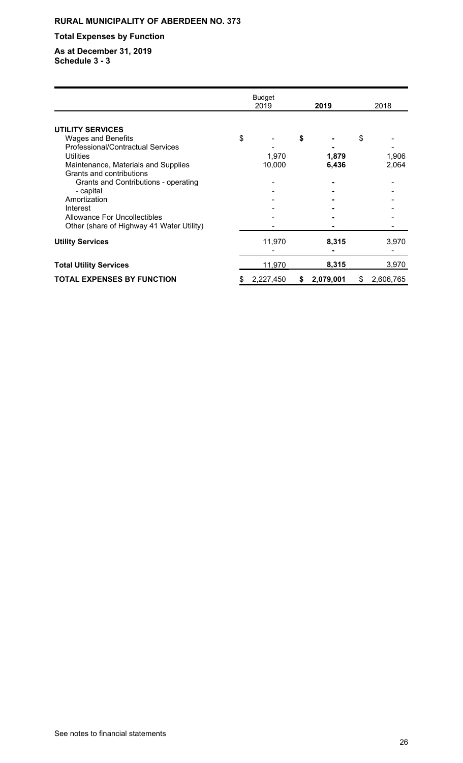**RURAL MUNICIPALITY OF ABERDEEN NO. 373**

**Total Expenses by Function**

**As at December 31, 2019**
**Schedule 3 - 3**

| | Budget 2019 | **2019** | 2018 |
|---|---|---|---|
| **UTILITY SERVICES** | | | |
| Wages and Benefits | $ - | **$ -** | $ - |
| Professional/Contractual Services | - | **-** | - |
| Utilities | 1,970 | **1,879** | 1,906 |
| Maintenance, Materials and Supplies | 10,000 | **6,436** | 2,064 |
| Grants and contributions | | | |
| Grants and Contributions - operating | - | **-** | - |
| - capital | - | **-** | - |
| Amortization | - | **-** | - |
| Interest | - | **-** | - |
| Allowance For Uncollectibles | - | **-** | - |
| Other (share of Highway 41 Water Utility) | - | **-** | - |
| **Utility Services** | 11,970 | **8,315** | 3,970 |
| | - | **-** | - |
| **Total Utility Services** | 11,970 | **8,315** | 3,970 |
| **TOTAL EXPENSES BY FUNCTION** | $ 2,227,450 | **$ 2,079,001** | $ 2,606,765 |

See notes to financial statements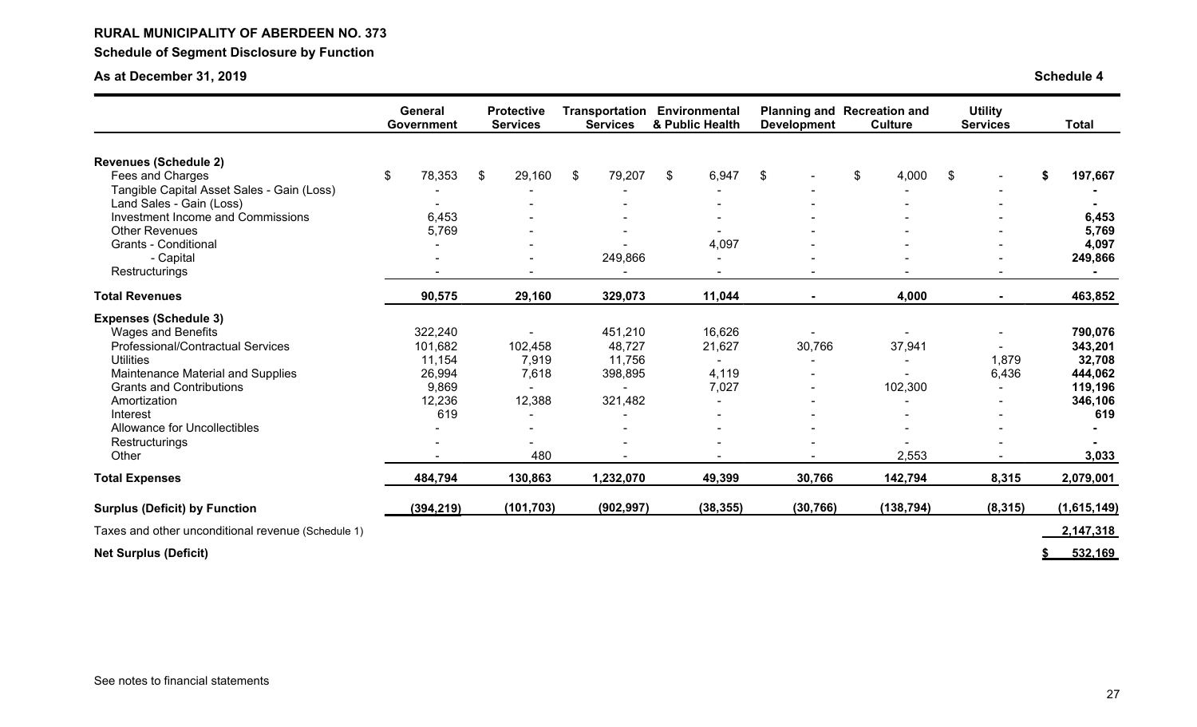**RURAL MUNICIPALITY OF ABERDEEN NO. 373**

**Schedule of Segment Disclosure by Function**

**As at December 31, 2019** **Schedule 4**

| | General Government | Protective Services | Transportation Services | Environmental & Public Health | Planning and Development | Recreation and Culture | Utility Services | Total |
|---|---|---|---|---|---|---|---|---|
| **Revenues (Schedule 2)** | | | | | | | | |
| Fees and Charges | $ 78,353 | $ 29,160 | $ 79,207 | $ 6,947 | $ - | $ 4,000 | $ - | **$ 197,667** |
| Tangible Capital Asset Sales - Gain (Loss) | - | - | - | - | - | - | - | **-** |
| Land Sales - Gain (Loss) | - | - | - | - | - | - | - | **-** |
| Investment Income and Commissions | 6,453 | - | - | - | - | - | - | **6,453** |
| Other Revenues | 5,769 | - | - | - | - | - | - | **5,769** |
| Grants - Conditional | - | - | - | 4,097 | - | - | - | **4,097** |
| - Capital | - | - | 249,866 | - | - | - | - | **249,866** |
| Restructurings | - | - | - | - | - | - | - | **-** |
| **Total Revenues** | **90,575** | **29,160** | **329,073** | **11,044** | **-** | **4,000** | **-** | **463,852** |
| **Expenses (Schedule 3)** | | | | | | | | |
| Wages and Benefits | 322,240 | - | 451,210 | 16,626 | - | - | - | **790,076** |
| Professional/Contractual Services | 101,682 | 102,458 | 48,727 | 21,627 | 30,766 | 37,941 | - | **343,201** |
| Utilities | 11,154 | 7,919 | 11,756 | - | - | - | 1,879 | **32,708** |
| Maintenance Material and Supplies | 26,994 | 7,618 | 398,895 | 4,119 | - | - | 6,436 | **444,062** |
| Grants and Contributions | 9,869 | - | - | 7,027 | - | 102,300 | - | **119,196** |
| Amortization | 12,236 | 12,388 | 321,482 | - | - | - | - | **346,106** |
| Interest | 619 | - | - | - | - | - | - | **619** |
| Allowance for Uncollectibles | - | - | - | - | - | - | - | **-** |
| Restructurings | - | - | - | - | - | - | - | **-** |
| Other | - | 480 | - | - | - | 2,553 | - | **3,033** |
| **Total Expenses** | **484,794** | **130,863** | **1,232,070** | **49,399** | **30,766** | **142,794** | **8,315** | **2,079,001** |
| **Surplus (Deficit) by Function** | **(394,219)** | **(101,703)** | **(902,997)** | **(38,355)** | **(30,766)** | **(138,794)** | **(8,315)** | **(1,615,149)** |
| Taxes and other unconditional revenue (Schedule 1) | | | | | | | | **2,147,318** |
| **Net Surplus (Deficit)** | | | | | | | | **$ 532,169** |

See notes to financial statements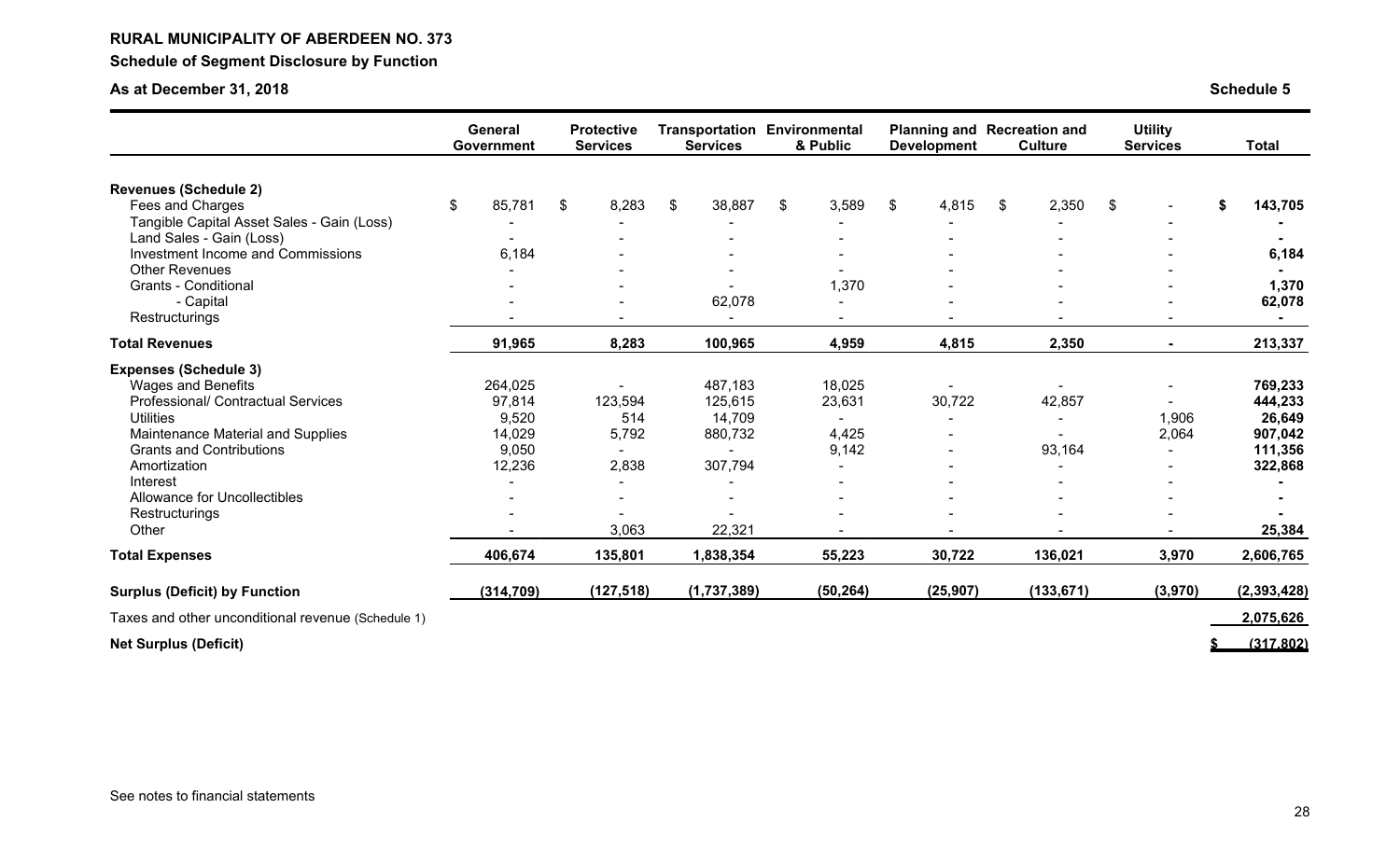**RURAL MUNICIPALITY OF ABERDEEN NO. 373**

**Schedule of Segment Disclosure by Function**

**As at December 31, 2018** **Schedule 5**

| | General Government | Protective Services | Transportation Services | Environmental & Public | Planning and Development | Recreation and Culture | Utility Services | Total |
|---|---|---|---|---|---|---|---|---|
| **Revenues (Schedule 2)** | | | | | | | | |
| Fees and Charges | $ 85,781 | $ 8,283 | $ 38,887 | $ 3,589 | $ 4,815 | $ 2,350 | $ - | **$ 143,705** |
| Tangible Capital Asset Sales - Gain (Loss) | - | - | - | - | - | - | - | **-** |
| Land Sales - Gain (Loss) | - | - | - | - | - | - | - | **-** |
| Investment Income and Commissions | 6,184 | - | - | - | - | - | - | **6,184** |
| Other Revenues | - | - | - | - | - | - | - | **-** |
| Grants - Conditional | - | - | - | 1,370 | - | - | - | **1,370** |
| - Capital | - | - | 62,078 | - | - | - | - | **62,078** |
| Restructurings | - | - | - | - | - | - | - | **-** |
| **Total Revenues** | **91,965** | **8,283** | **100,965** | **4,959** | **4,815** | **2,350** | **-** | **213,337** |
| **Expenses (Schedule 3)** | | | | | | | | |
| Wages and Benefits | 264,025 | - | 487,183 | 18,025 | - | - | - | **769,233** |
| Professional/ Contractual Services | 97,814 | 123,594 | 125,615 | 23,631 | 30,722 | 42,857 | - | **444,233** |
| Utilities | 9,520 | 514 | 14,709 | - | - | - | 1,906 | **26,649** |
| Maintenance Material and Supplies | 14,029 | 5,792 | 880,732 | 4,425 | - | - | 2,064 | **907,042** |
| Grants and Contributions | 9,050 | - | - | 9,142 | - | 93,164 | - | **111,356** |
| Amortization | 12,236 | 2,838 | 307,794 | - | - | - | - | **322,868** |
| Interest | - | - | - | - | - | - | - | **-** |
| Allowance for Uncollectibles | - | - | - | - | - | - | - | **-** |
| Restructurings | - | - | - | - | - | - | - | **-** |
| Other | - | 3,063 | 22,321 | - | - | - | - | **25,384** |
| **Total Expenses** | **406,674** | **135,801** | **1,838,354** | **55,223** | **30,722** | **136,021** | **3,970** | **2,606,765** |
| **Surplus (Deficit) by Function** | **(314,709)** | **(127,518)** | **(1,737,389)** | **(50,264)** | **(25,907)** | **(133,671)** | **(3,970)** | **(2,393,428)** |
| Taxes and other unconditional revenue (Schedule 1) | | | | | | | | **2,075,626** |
| **Net Surplus (Deficit)** | | | | | | | | **$ (317,802)** |

See notes to financial statements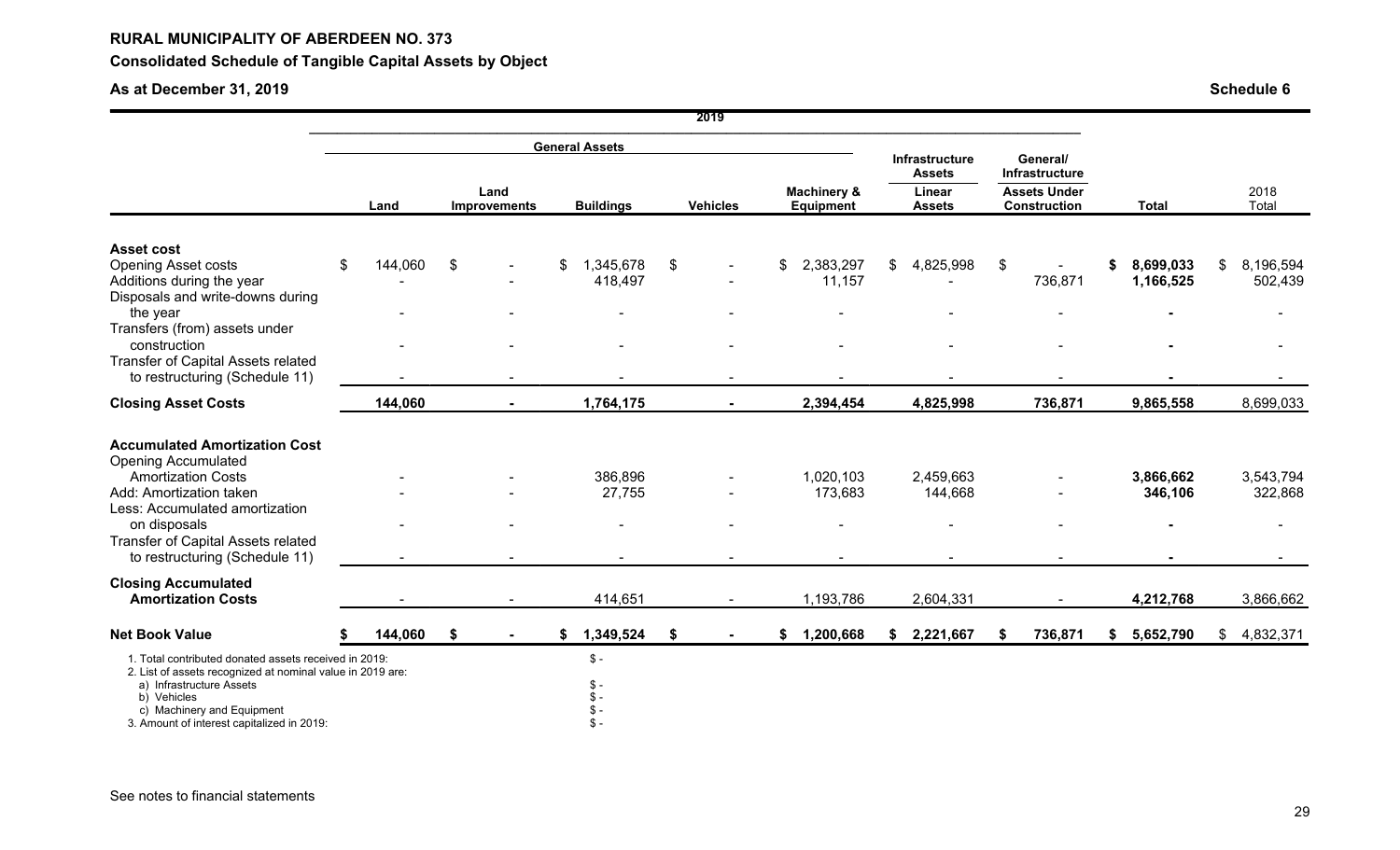**RURAL MUNICIPALITY OF ABERDEEN NO. 373**

**Consolidated Schedule of Tangible Capital Assets by Object**

**As at December 31, 2019**

**Schedule 6**

| | 2019 | | | | | | | | |
|---|---|---|---|---|---|---|---|---|---|
| | General Assets | | | | | Infrastructure Assets | General/ Infrastructure | | |
| | Land | Land Improvements | Buildings | Vehicles | Machinery & Equipment | Linear Assets | Assets Under Construction | Total | 2018 Total |
| **Asset cost** | | | | | | | | | |
| Opening Asset costs | $ 144,060 | $ - | $ 1,345,678 | $ - | $ 2,383,297 | $ 4,825,998 | $ - | **$ 8,699,033** | $ 8,196,594 |
| Additions during the year | - | - | 418,497 | - | 11,157 | - | 736,871 | **1,166,525** | 502,439 |
| Disposals and write-downs during the year | - | - | - | - | - | - | - | **-** | - |
| Transfers (from) assets under construction | - | - | - | - | - | - | - | **-** | - |
| Transfer of Capital Assets related to restructuring (Schedule 11) | - | - | - | - | - | - | - | **-** | - |
| **Closing Asset Costs** | **144,060** | **-** | **1,764,175** | **-** | **2,394,454** | **4,825,998** | **736,871** | **9,865,558** | 8,699,033 |
| **Accumulated Amortization Cost** | | | | | | | | | |
| Opening Accumulated Amortization Costs | - | - | 386,896 | - | 1,020,103 | 2,459,663 | - | **3,866,662** | 3,543,794 |
| Add: Amortization taken | - | - | 27,755 | - | 173,683 | 144,668 | - | **346,106** | 322,868 |
| Less: Accumulated amortization on disposals | - | - | - | - | - | - | - | **-** | - |
| Transfer of Capital Assets related to restructuring (Schedule 11) | - | - | - | - | - | - | - | **-** | - |
| **Closing Accumulated Amortization Costs** | - | - | 414,651 | - | 1,193,786 | 2,604,331 | - | **4,212,768** | 3,866,662 |
| **Net Book Value** | **$ 144,060** | **$ -** | **$ 1,349,524** | **$ -** | **$ 1,200,668** | **$ 2,221,667** | **$ 736,871** | **$ 5,652,790** | $ 4,832,371 |

1. Total contributed donated assets received in 2019: $ -
2. List of assets recognized at nominal value in 2019 are:
   a) Infrastructure Assets $ -
   b) Vehicles $ -
   c) Machinery and Equipment $ -
3. Amount of interest capitalized in 2019: $ -

See notes to financial statements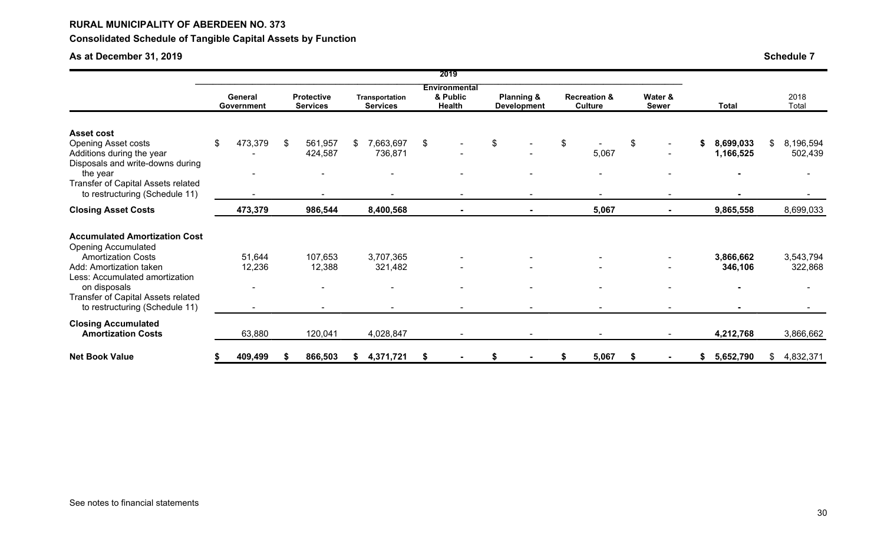**RURAL MUNICIPALITY OF ABERDEEN NO. 373**

**Consolidated Schedule of Tangible Capital Assets by Function**

**As at December 31, 2019**

**Schedule 7**

| | 2019 | | | | | | | | |
|---|---|---|---|---|---|---|---|---|---|
| | **General Government** | **Protective Services** | **Transportation Services** | **Environmental & Public Health** | **Planning & Development** | **Recreation & Culture** | **Water & Sewer** | **Total** | 2018 Total |
| **Asset cost** | | | | | | | | | |
| Opening Asset costs | $ 473,379 | $ 561,957 | $ 7,663,697 | $ - | $ - | $ - | $ - | **$ 8,699,033** | $ 8,196,594 |
| Additions during the year | - | 424,587 | 736,871 | - | - | 5,067 | - | **1,166,525** | 502,439 |
| Disposals and write-downs during the year | - | - | - | - | - | - | - | **-** | - |
| Transfer of Capital Assets related to restructuring (Schedule 11) | - | - | - | - | - | - | - | **-** | - |
| **Closing Asset Costs** | **473,379** | **986,544** | **8,400,568** | **-** | **-** | **5,067** | **-** | **9,865,558** | 8,699,033 |
| **Accumulated Amortization Cost** | | | | | | | | | |
| Opening Accumulated Amortization Costs | 51,644 | 107,653 | 3,707,365 | - | - | - | - | **3,866,662** | 3,543,794 |
| Add: Amortization taken | 12,236 | 12,388 | 321,482 | - | - | - | - | **346,106** | 322,868 |
| Less: Accumulated amortization on disposals | - | - | - | - | - | - | - | **-** | - |
| Transfer of Capital Assets related to restructuring (Schedule 11) | - | - | - | - | - | - | - | **-** | - |
| **Closing Accumulated Amortization Costs** | 63,880 | 120,041 | 4,028,847 | - | - | - | - | **4,212,768** | 3,866,662 |
| **Net Book Value** | **$ 409,499** | **$ 866,503** | **$ 4,371,721** | **$ -** | **$ -** | **$ 5,067** | **$ -** | **$ 5,652,790** | $ 4,832,371 |

See notes to financial statements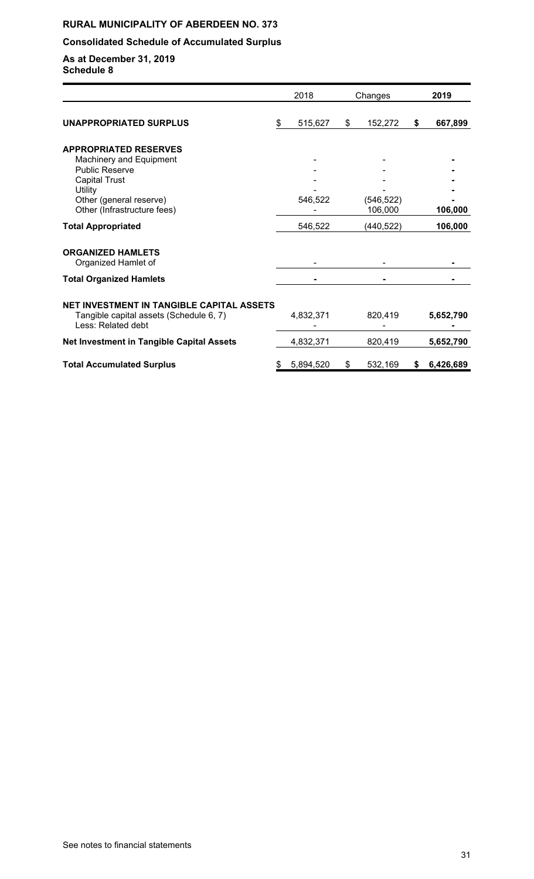**RURAL MUNICIPALITY OF ABERDEEN NO. 373**

**Consolidated Schedule of Accumulated Surplus**

**As at December 31, 2019**
**Schedule 8**

| | 2018 | Changes | **2019** |
|---|---|---|---|
| **UNAPPROPRIATED SURPLUS** | $ 515,627 | $ 152,272 | **$ 667,899** |
| **APPROPRIATED RESERVES** | | | |
| Machinery and Equipment | - | - | **-** |
| Public Reserve | - | - | **-** |
| Capital Trust | - | - | **-** |
| Utility | - | - | **-** |
| Other (general reserve) | 546,522 | (546,522) | **-** |
| Other (Infrastructure fees) | - | 106,000 | **106,000** |
| **Total Appropriated** | 546,522 | (440,522) | **106,000** |
| **ORGANIZED HAMLETS** | | | |
| Organized Hamlet of | - | - | **-** |
| **Total Organized Hamlets** | **-** | **-** | **-** |
| **NET INVESTMENT IN TANGIBLE CAPITAL ASSETS** | | | |
| Tangible capital assets (Schedule 6, 7) | 4,832,371 | 820,419 | **5,652,790** |
| Less: Related debt | - | - | **-** |
| **Net Investment in Tangible Capital Assets** | 4,832,371 | 820,419 | **5,652,790** |
| **Total Accumulated Surplus** | $ 5,894,520 | $ 532,169 | **$ 6,426,689** |

See notes to financial statements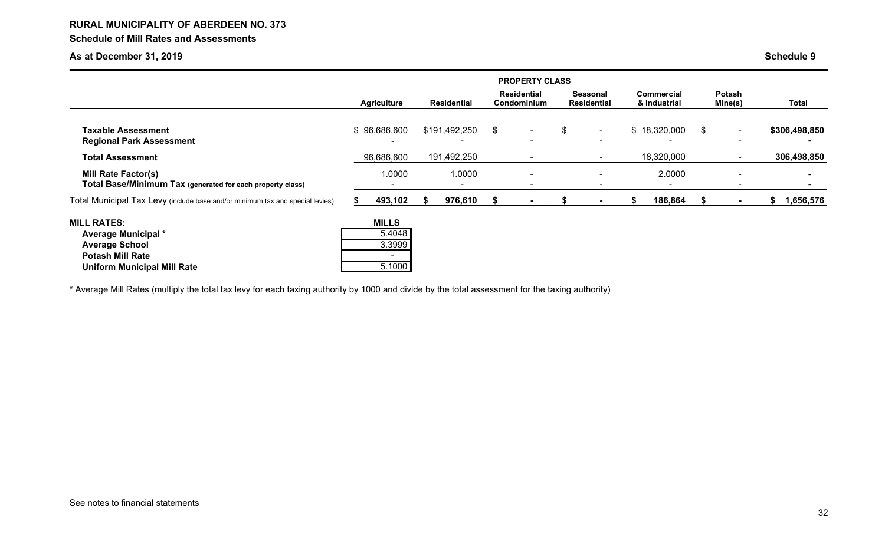**RURAL MUNICIPALITY OF ABERDEEN NO. 373**

**Schedule of Mill Rates and Assessments**

**As at December 31, 2019**

**Schedule 9**

| | PROPERTY CLASS | | | | | | |
|---|---|---|---|---|---|---|---|
| | **Agriculture** | **Residential** | **Residential Condominium** | **Seasonal Residential** | **Commercial & Industrial** | **Potash Mine(s)** | **Total** |
| **Taxable Assessment** | $ 96,686,600 | $191,492,250 | $ - | $ - | $ 18,320,000 | $ - | **$306,498,850** |
| **Regional Park Assessment** | - | - | - | - | - | - | **-** |
| **Total Assessment** | 96,686,600 | 191,492,250 | - | - | 18,320,000 | - | **306,498,850** |
| **Mill Rate Factor(s)** | 1.0000 | 1.0000 | - | - | 2.0000 | - | **-** |
| **Total Base/Minimum Tax** (generated for each property class) | - | - | - | - | - | - | **-** |
| Total Municipal Tax Levy (include base and/or minimum tax and special levies) | **$ 493,102** | **$ 976,610** | **$ -** | **$ -** | **$ 186,864** | **$ -** | **$ 1,656,576** |

| **MILL RATES:** | **MILLS** |
|---|---|
| **Average Municipal \*** | 5.4048 |
| **Average School** | 3.3999 |
| **Potash Mill Rate** | - |
| **Uniform Municipal Mill Rate** | 5.1000 |

\* Average Mill Rates (multiply the total tax levy for each taxing authority by 1000 and divide by the total assessment for the taxing authority)

See notes to financial statements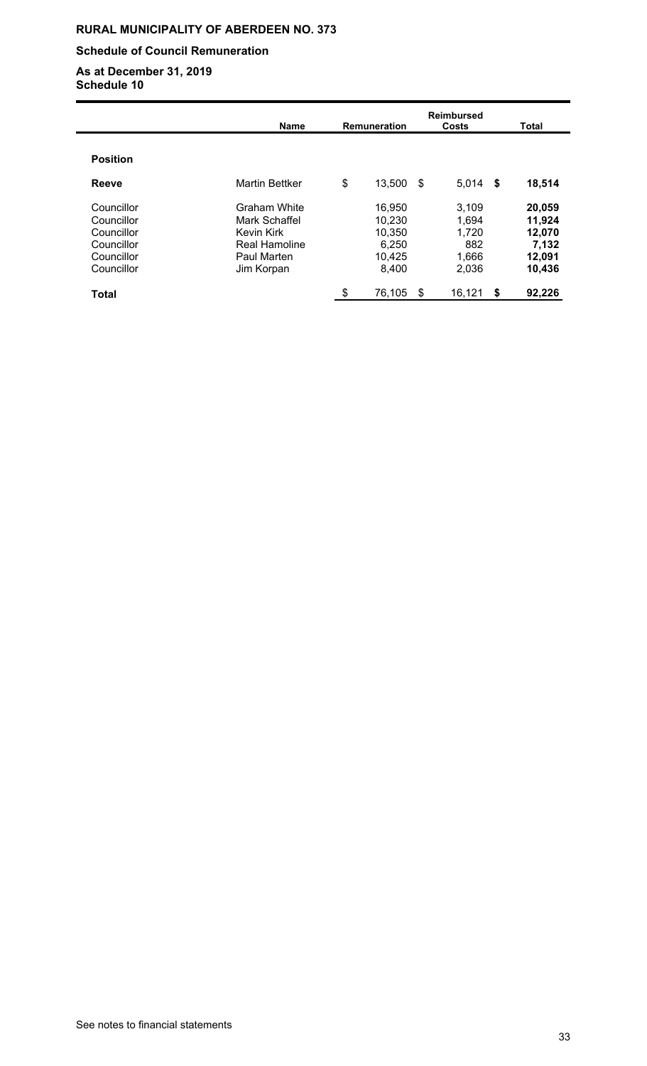**RURAL MUNICIPALITY OF ABERDEEN NO. 373**

**Schedule of Council Remuneration**

**As at December 31, 2019**
**Schedule 10**

| | Name | Remuneration | Reimbursed Costs | Total |
|---|---|---|---|---|
| **Position** | | | | |
| **Reeve** | Martin Bettker | $ 13,500 | $ 5,014 | **$ 18,514** |
| Councillor | Graham White | 16,950 | 3,109 | **20,059** |
| Councillor | Mark Schaffel | 10,230 | 1,694 | **11,924** |
| Councillor | Kevin Kirk | 10,350 | 1,720 | **12,070** |
| Councillor | Real Hamoline | 6,250 | 882 | **7,132** |
| Councillor | Paul Marten | 10,425 | 1,666 | **12,091** |
| Councillor | Jim Korpan | 8,400 | 2,036 | **10,436** |
| **Total** | | $ 76,105 | $ 16,121 | **$ 92,226** |

See notes to financial statements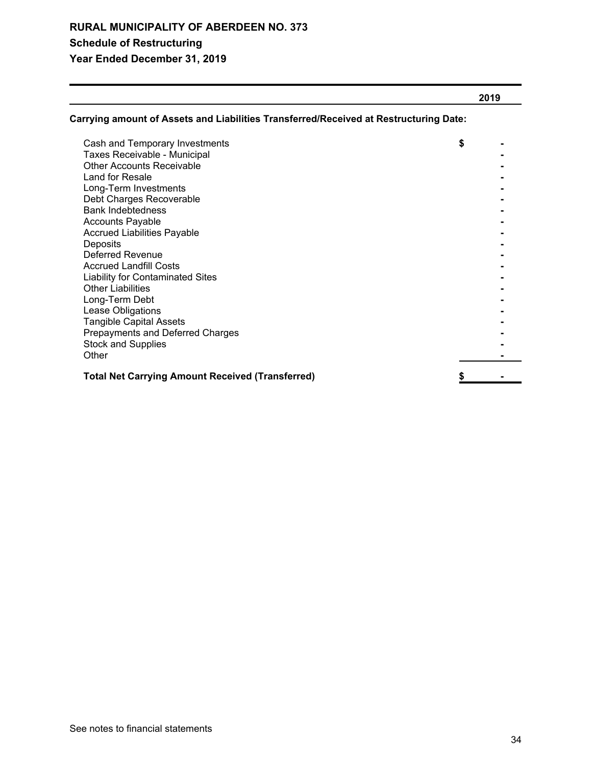# RURAL MUNICIPALITY OF ABERDEEN NO. 373

## Schedule of Restructuring

## Year Ended December 31, 2019

| | 2019 |
|---|---|
| **Carrying amount of Assets and Liabilities Transferred/Received at Restructuring Date:** | |
| Cash and Temporary Investments | $ - |
| Taxes Receivable - Municipal | - |
| Other Accounts Receivable | - |
| Land for Resale | - |
| Long-Term Investments | - |
| Debt Charges Recoverable | - |
| Bank Indebtedness | - |
| Accounts Payable | - |
| Accrued Liabilities Payable | - |
| Deposits | - |
| Deferred Revenue | - |
| Accrued Landfill Costs | - |
| Liability for Contaminated Sites | - |
| Other Liabilities | - |
| Long-Term Debt | - |
| Lease Obligations | - |
| Tangible Capital Assets | - |
| Prepayments and Deferred Charges | - |
| Stock and Supplies | - |
| Other | - |
| **Total Net Carrying Amount Received (Transferred)** | **$ -** |

See notes to financial statements